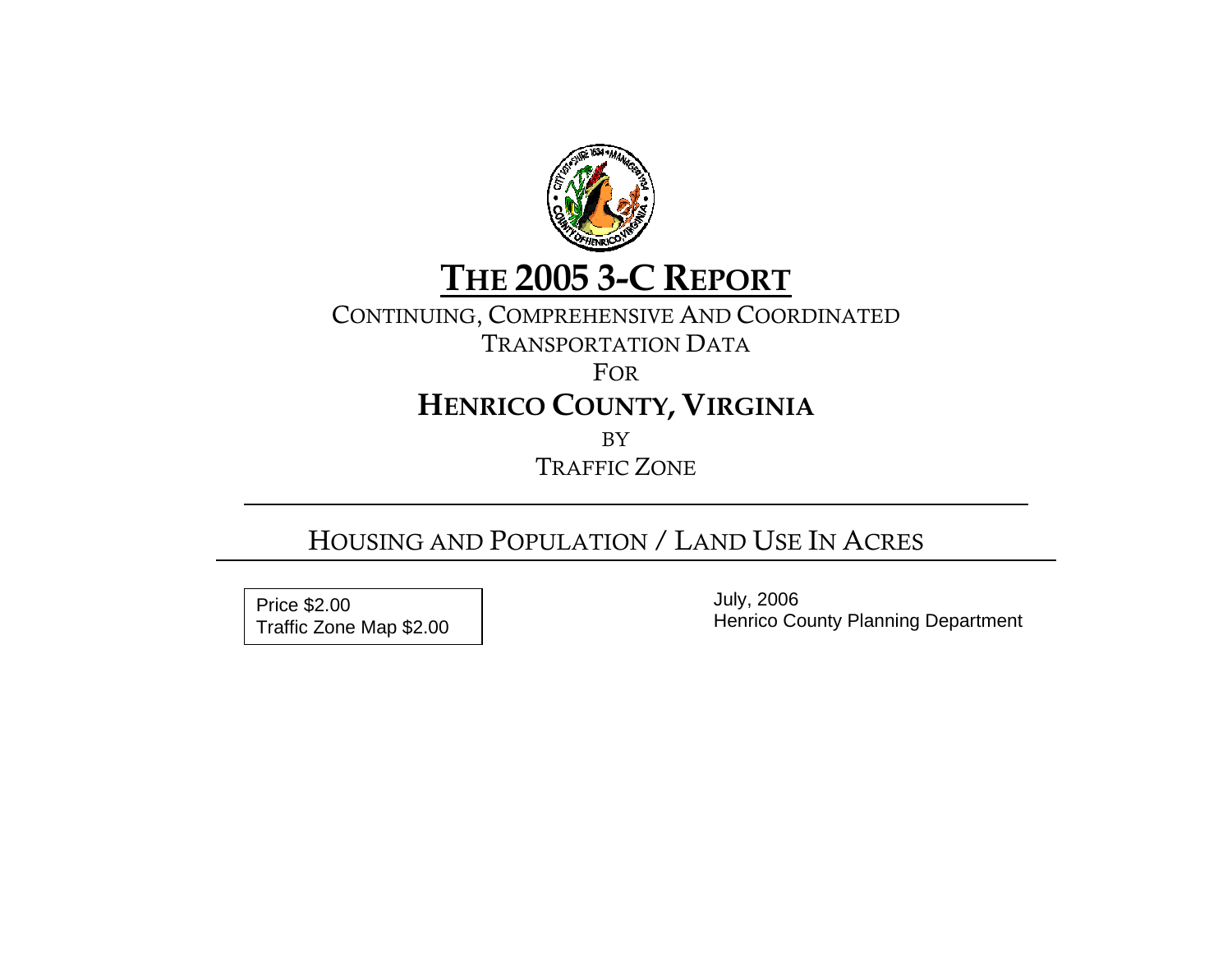# THE 2005 3-C REPORT

CONTINUING, COMPREHENSIVE AND COORDINATED

TRANSPORTATION DATA

FOR

## HENRICO COUNTY, VIRGINIA

BY

TRAFFIC ZONE

---

## HOUSING AND POPULATION / LAND USE IN ACRES

---

Price $2.00
Traffic Zone Map $2.00

July, 2006
Henrico County Planning Department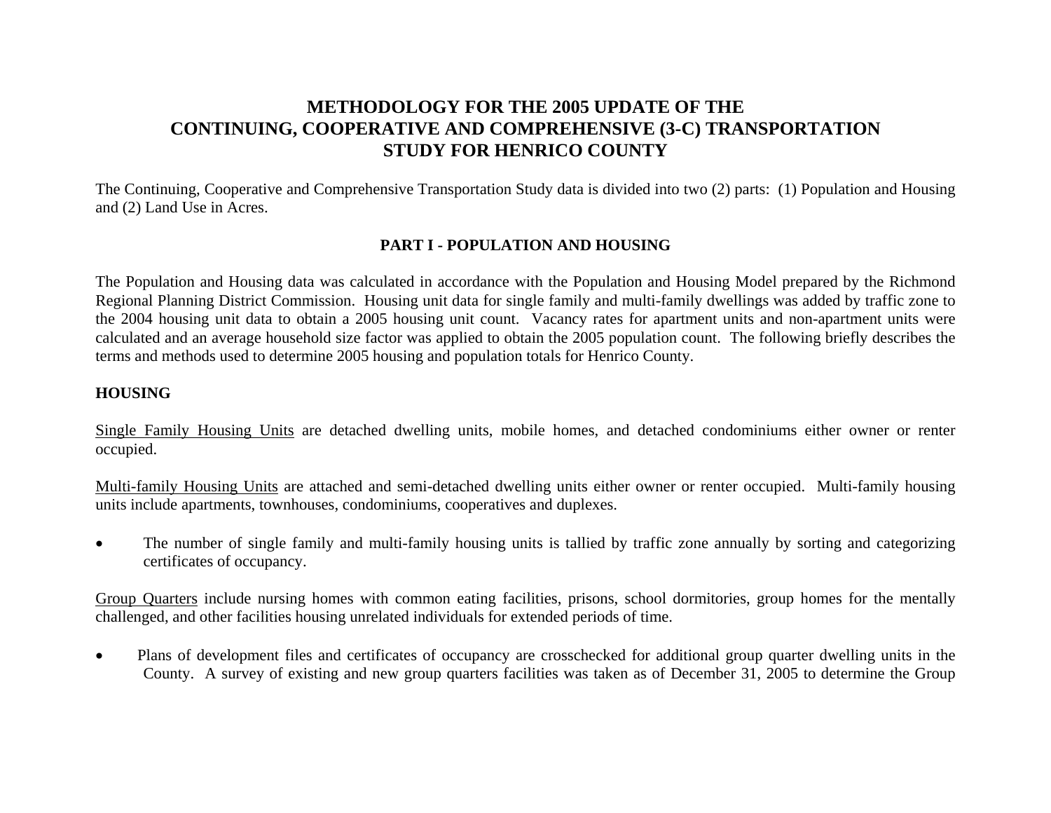# METHODOLOGY FOR THE 2005 UPDATE OF THE CONTINUING, COOPERATIVE AND COMPREHENSIVE (3-C) TRANSPORTATION STUDY FOR HENRICO COUNTY

The Continuing, Cooperative and Comprehensive Transportation Study data is divided into two (2) parts: (1) Population and Housing and (2) Land Use in Acres.

## PART I - POPULATION AND HOUSING

The Population and Housing data was calculated in accordance with the Population and Housing Model prepared by the Richmond Regional Planning District Commission. Housing unit data for single family and multi-family dwellings was added by traffic zone to the 2004 housing unit data to obtain a 2005 housing unit count. Vacancy rates for apartment units and non-apartment units were calculated and an average household size factor was applied to obtain the 2005 population count. The following briefly describes the terms and methods used to determine 2005 housing and population totals for Henrico County.

### HOUSING

<u>Single Family Housing Units</u> are detached dwelling units, mobile homes, and detached condominiums either owner or renter occupied.

<u>Multi-family Housing Units</u> are attached and semi-detached dwelling units either owner or renter occupied. Multi-family housing units include apartments, townhouses, condominiums, cooperatives and duplexes.

- The number of single family and multi-family housing units is tallied by traffic zone annually by sorting and categorizing certificates of occupancy.

<u>Group Quarters</u> include nursing homes with common eating facilities, prisons, school dormitories, group homes for the mentally challenged, and other facilities housing unrelated individuals for extended periods of time.

- Plans of development files and certificates of occupancy are crosschecked for additional group quarter dwelling units in the County. A survey of existing and new group quarters facilities was taken as of December 31, 2005 to determine the Group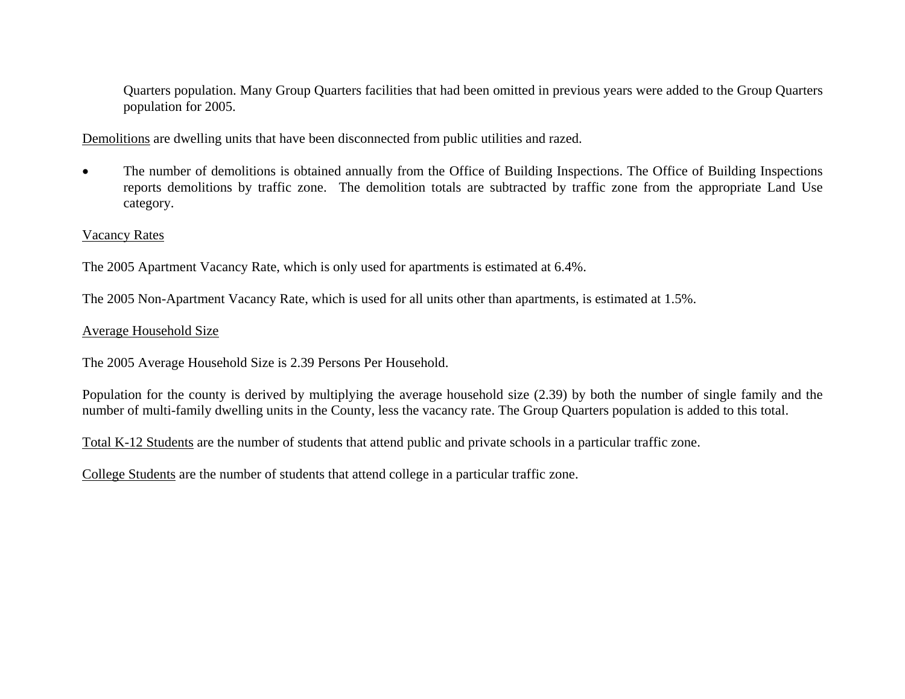Quarters population. Many Group Quarters facilities that had been omitted in previous years were added to the Group Quarters population for 2005.

<u>Demolitions</u> are dwelling units that have been disconnected from public utilities and razed.

- The number of demolitions is obtained annually from the Office of Building Inspections. The Office of Building Inspections reports demolitions by traffic zone. The demolition totals are subtracted by traffic zone from the appropriate Land Use category.

<u>Vacancy Rates</u>

The 2005 Apartment Vacancy Rate, which is only used for apartments is estimated at 6.4%.

The 2005 Non-Apartment Vacancy Rate, which is used for all units other than apartments, is estimated at 1.5%.

<u>Average Household Size</u>

The 2005 Average Household Size is 2.39 Persons Per Household.

Population for the county is derived by multiplying the average household size (2.39) by both the number of single family and the number of multi-family dwelling units in the County, less the vacancy rate. The Group Quarters population is added to this total.

<u>Total K-12 Students</u> are the number of students that attend public and private schools in a particular traffic zone.

<u>College Students</u> are the number of students that attend college in a particular traffic zone.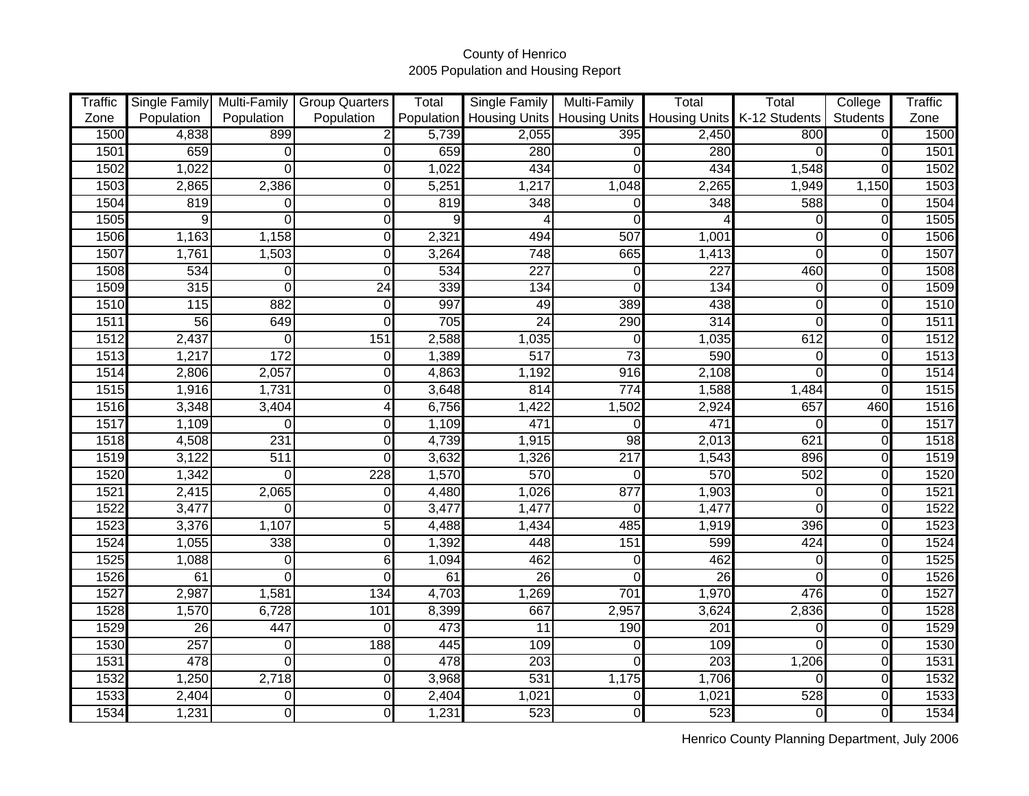County of Henrico
2005 Population and Housing Report

| Traffic Zone | Single Family Population | Multi-Family Population | Group Quarters Population | Total Population | Single Family Housing Units | Multi-Family Housing Units | Total Housing Units | Total K-12 Students | College Students | Traffic Zone |
|---|---|---|---|---|---|---|---|---|---|---|
| 1500 | 4,838 | 899 | 2 | 5,739 | 2,055 | 395 | 2,450 | 800 | 0 | 1500 |
| 1501 | 659 | 0 | 0 | 659 | 280 | 0 | 280 | 0 | 0 | 1501 |
| 1502 | 1,022 | 0 | 0 | 1,022 | 434 | 0 | 434 | 1,548 | 0 | 1502 |
| 1503 | 2,865 | 2,386 | 0 | 5,251 | 1,217 | 1,048 | 2,265 | 1,949 | 1,150 | 1503 |
| 1504 | 819 | 0 | 0 | 819 | 348 | 0 | 348 | 588 | 0 | 1504 |
| 1505 | 9 | 0 | 0 | 9 | 4 | 0 | 4 | 0 | 0 | 1505 |
| 1506 | 1,163 | 1,158 | 0 | 2,321 | 494 | 507 | 1,001 | 0 | 0 | 1506 |
| 1507 | 1,761 | 1,503 | 0 | 3,264 | 748 | 665 | 1,413 | 0 | 0 | 1507 |
| 1508 | 534 | 0 | 0 | 534 | 227 | 0 | 227 | 460 | 0 | 1508 |
| 1509 | 315 | 0 | 24 | 339 | 134 | 0 | 134 | 0 | 0 | 1509 |
| 1510 | 115 | 882 | 0 | 997 | 49 | 389 | 438 | 0 | 0 | 1510 |
| 1511 | 56 | 649 | 0 | 705 | 24 | 290 | 314 | 0 | 0 | 1511 |
| 1512 | 2,437 | 0 | 151 | 2,588 | 1,035 | 0 | 1,035 | 612 | 0 | 1512 |
| 1513 | 1,217 | 172 | 0 | 1,389 | 517 | 73 | 590 | 0 | 0 | 1513 |
| 1514 | 2,806 | 2,057 | 0 | 4,863 | 1,192 | 916 | 2,108 | 0 | 0 | 1514 |
| 1515 | 1,916 | 1,731 | 0 | 3,648 | 814 | 774 | 1,588 | 1,484 | 0 | 1515 |
| 1516 | 3,348 | 3,404 | 4 | 6,756 | 1,422 | 1,502 | 2,924 | 657 | 460 | 1516 |
| 1517 | 1,109 | 0 | 0 | 1,109 | 471 | 0 | 471 | 0 | 0 | 1517 |
| 1518 | 4,508 | 231 | 0 | 4,739 | 1,915 | 98 | 2,013 | 621 | 0 | 1518 |
| 1519 | 3,122 | 511 | 0 | 3,632 | 1,326 | 217 | 1,543 | 896 | 0 | 1519 |
| 1520 | 1,342 | 0 | 228 | 1,570 | 570 | 0 | 570 | 502 | 0 | 1520 |
| 1521 | 2,415 | 2,065 | 0 | 4,480 | 1,026 | 877 | 1,903 | 0 | 0 | 1521 |
| 1522 | 3,477 | 0 | 0 | 3,477 | 1,477 | 0 | 1,477 | 0 | 0 | 1522 |
| 1523 | 3,376 | 1,107 | 5 | 4,488 | 1,434 | 485 | 1,919 | 396 | 0 | 1523 |
| 1524 | 1,055 | 338 | 0 | 1,392 | 448 | 151 | 599 | 424 | 0 | 1524 |
| 1525 | 1,088 | 0 | 6 | 1,094 | 462 | 0 | 462 | 0 | 0 | 1525 |
| 1526 | 61 | 0 | 0 | 61 | 26 | 0 | 26 | 0 | 0 | 1526 |
| 1527 | 2,987 | 1,581 | 134 | 4,703 | 1,269 | 701 | 1,970 | 476 | 0 | 1527 |
| 1528 | 1,570 | 6,728 | 101 | 8,399 | 667 | 2,957 | 3,624 | 2,836 | 0 | 1528 |
| 1529 | 26 | 447 | 0 | 473 | 11 | 190 | 201 | 0 | 0 | 1529 |
| 1530 | 257 | 0 | 188 | 445 | 109 | 0 | 109 | 0 | 0 | 1530 |
| 1531 | 478 | 0 | 0 | 478 | 203 | 0 | 203 | 1,206 | 0 | 1531 |
| 1532 | 1,250 | 2,718 | 0 | 3,968 | 531 | 1,175 | 1,706 | 0 | 0 | 1532 |
| 1533 | 2,404 | 0 | 0 | 2,404 | 1,021 | 0 | 1,021 | 528 | 0 | 1533 |
| 1534 | 1,231 | 0 | 0 | 1,231 | 523 | 0 | 523 | 0 | 0 | 1534 |

Henrico County Planning Department, July 2006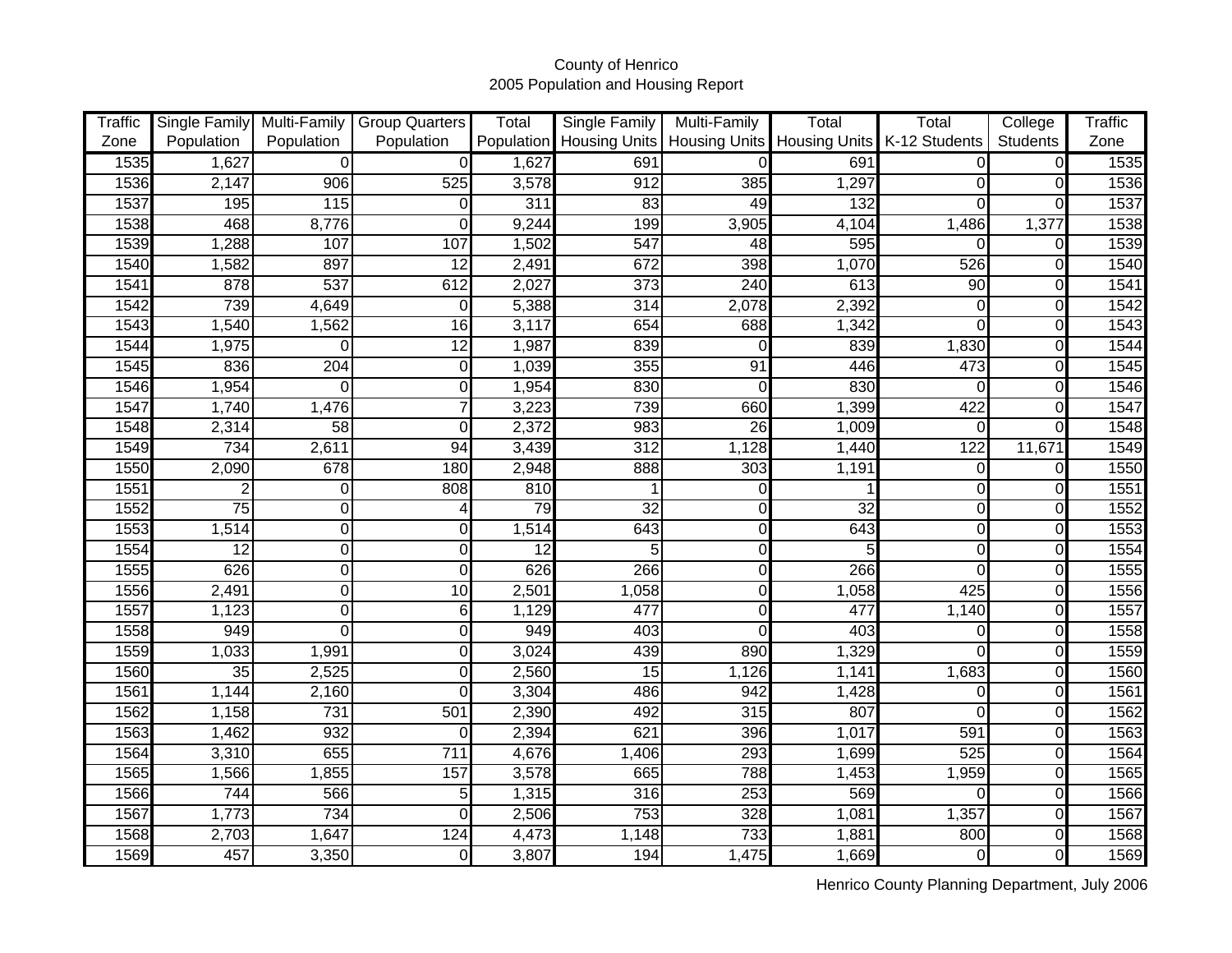County of Henrico
2005 Population and Housing Report

| Traffic Zone | Single Family Population | Multi-Family Population | Group Quarters Population | Total Population | Single Family Housing Units | Multi-Family Housing Units | Total Housing Units | Total K-12 Students | College Students | Traffic Zone |
|---|---|---|---|---|---|---|---|---|---|---|
| 1535 | 1,627 | 0 | 0 | 1,627 | 691 | 0 | 691 | 0 | 0 | 1535 |
| 1536 | 2,147 | 906 | 525 | 3,578 | 912 | 385 | 1,297 | 0 | 0 | 1536 |
| 1537 | 195 | 115 | 0 | 311 | 83 | 49 | 132 | 0 | 0 | 1537 |
| 1538 | 468 | 8,776 | 0 | 9,244 | 199 | 3,905 | 4,104 | 1,486 | 1,377 | 1538 |
| 1539 | 1,288 | 107 | 107 | 1,502 | 547 | 48 | 595 | 0 | 0 | 1539 |
| 1540 | 1,582 | 897 | 12 | 2,491 | 672 | 398 | 1,070 | 526 | 0 | 1540 |
| 1541 | 878 | 537 | 612 | 2,027 | 373 | 240 | 613 | 90 | 0 | 1541 |
| 1542 | 739 | 4,649 | 0 | 5,388 | 314 | 2,078 | 2,392 | 0 | 0 | 1542 |
| 1543 | 1,540 | 1,562 | 16 | 3,117 | 654 | 688 | 1,342 | 0 | 0 | 1543 |
| 1544 | 1,975 | 0 | 12 | 1,987 | 839 | 0 | 839 | 1,830 | 0 | 1544 |
| 1545 | 836 | 204 | 0 | 1,039 | 355 | 91 | 446 | 473 | 0 | 1545 |
| 1546 | 1,954 | 0 | 0 | 1,954 | 830 | 0 | 830 | 0 | 0 | 1546 |
| 1547 | 1,740 | 1,476 | 7 | 3,223 | 739 | 660 | 1,399 | 422 | 0 | 1547 |
| 1548 | 2,314 | 58 | 0 | 2,372 | 983 | 26 | 1,009 | 0 | 0 | 1548 |
| 1549 | 734 | 2,611 | 94 | 3,439 | 312 | 1,128 | 1,440 | 122 | 11,671 | 1549 |
| 1550 | 2,090 | 678 | 180 | 2,948 | 888 | 303 | 1,191 | 0 | 0 | 1550 |
| 1551 | 2 | 0 | 808 | 810 | 1 | 0 | 1 | 0 | 0 | 1551 |
| 1552 | 75 | 0 | 4 | 79 | 32 | 0 | 32 | 0 | 0 | 1552 |
| 1553 | 1,514 | 0 | 0 | 1,514 | 643 | 0 | 643 | 0 | 0 | 1553 |
| 1554 | 12 | 0 | 0 | 12 | 5 | 0 | 5 | 0 | 0 | 1554 |
| 1555 | 626 | 0 | 0 | 626 | 266 | 0 | 266 | 0 | 0 | 1555 |
| 1556 | 2,491 | 0 | 10 | 2,501 | 1,058 | 0 | 1,058 | 425 | 0 | 1556 |
| 1557 | 1,123 | 0 | 6 | 1,129 | 477 | 0 | 477 | 1,140 | 0 | 1557 |
| 1558 | 949 | 0 | 0 | 949 | 403 | 0 | 403 | 0 | 0 | 1558 |
| 1559 | 1,033 | 1,991 | 0 | 3,024 | 439 | 890 | 1,329 | 0 | 0 | 1559 |
| 1560 | 35 | 2,525 | 0 | 2,560 | 15 | 1,126 | 1,141 | 1,683 | 0 | 1560 |
| 1561 | 1,144 | 2,160 | 0 | 3,304 | 486 | 942 | 1,428 | 0 | 0 | 1561 |
| 1562 | 1,158 | 731 | 501 | 2,390 | 492 | 315 | 807 | 0 | 0 | 1562 |
| 1563 | 1,462 | 932 | 0 | 2,394 | 621 | 396 | 1,017 | 591 | 0 | 1563 |
| 1564 | 3,310 | 655 | 711 | 4,676 | 1,406 | 293 | 1,699 | 525 | 0 | 1564 |
| 1565 | 1,566 | 1,855 | 157 | 3,578 | 665 | 788 | 1,453 | 1,959 | 0 | 1565 |
| 1566 | 744 | 566 | 5 | 1,315 | 316 | 253 | 569 | 0 | 0 | 1566 |
| 1567 | 1,773 | 734 | 0 | 2,506 | 753 | 328 | 1,081 | 1,357 | 0 | 1567 |
| 1568 | 2,703 | 1,647 | 124 | 4,473 | 1,148 | 733 | 1,881 | 800 | 0 | 1568 |
| 1569 | 457 | 3,350 | 0 | 3,807 | 194 | 1,475 | 1,669 | 0 | 0 | 1569 |

Henrico County Planning Department, July 2006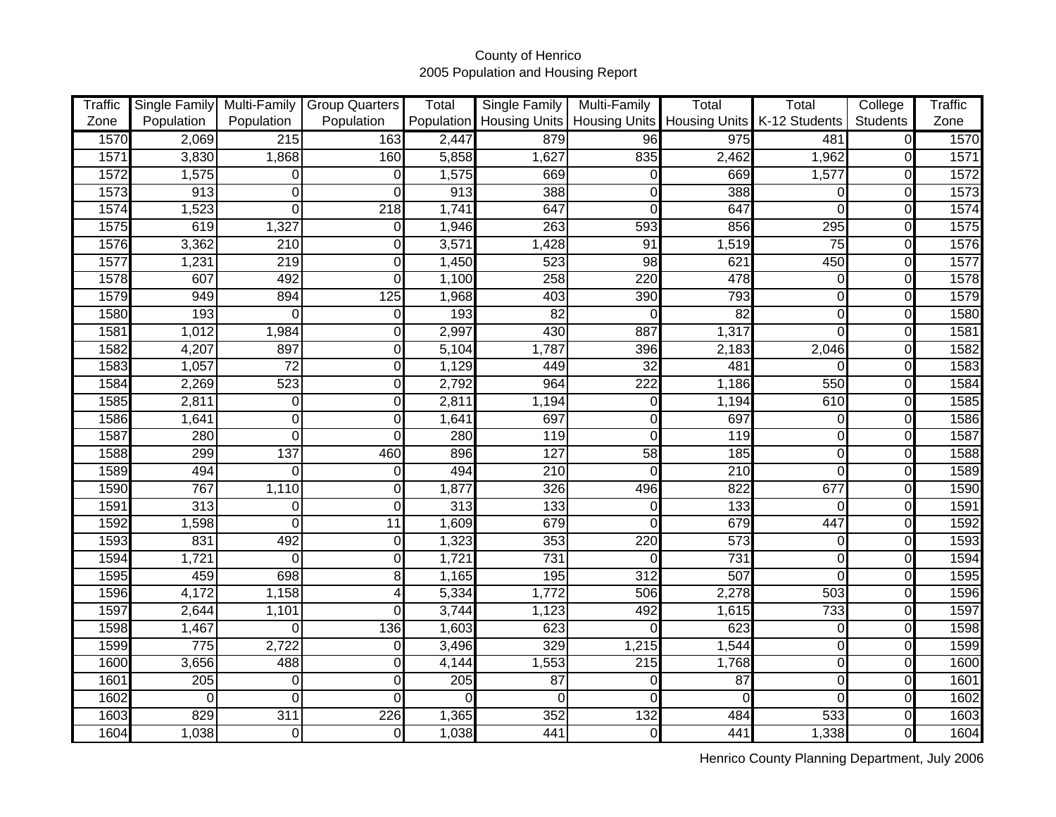County of Henrico
2005 Population and Housing Report

| Traffic Zone | Single Family Population | Multi-Family Population | Group Quarters Population | Total Population | Single Family Housing Units | Multi-Family Housing Units | Total Housing Units | Total K-12 Students | College Students | Traffic Zone |
|---|---|---|---|---|---|---|---|---|---|---|
| 1570 | 2,069 | 215 | 163 | 2,447 | 879 | 96 | 975 | 481 | 0 | 1570 |
| 1571 | 3,830 | 1,868 | 160 | 5,858 | 1,627 | 835 | 2,462 | 1,962 | 0 | 1571 |
| 1572 | 1,575 | 0 | 0 | 1,575 | 669 | 0 | 669 | 1,577 | 0 | 1572 |
| 1573 | 913 | 0 | 0 | 913 | 388 | 0 | 388 | 0 | 0 | 1573 |
| 1574 | 1,523 | 0 | 218 | 1,741 | 647 | 0 | 647 | 0 | 0 | 1574 |
| 1575 | 619 | 1,327 | 0 | 1,946 | 263 | 593 | 856 | 295 | 0 | 1575 |
| 1576 | 3,362 | 210 | 0 | 3,571 | 1,428 | 91 | 1,519 | 75 | 0 | 1576 |
| 1577 | 1,231 | 219 | 0 | 1,450 | 523 | 98 | 621 | 450 | 0 | 1577 |
| 1578 | 607 | 492 | 0 | 1,100 | 258 | 220 | 478 | 0 | 0 | 1578 |
| 1579 | 949 | 894 | 125 | 1,968 | 403 | 390 | 793 | 0 | 0 | 1579 |
| 1580 | 193 | 0 | 0 | 193 | 82 | 0 | 82 | 0 | 0 | 1580 |
| 1581 | 1,012 | 1,984 | 0 | 2,997 | 430 | 887 | 1,317 | 0 | 0 | 1581 |
| 1582 | 4,207 | 897 | 0 | 5,104 | 1,787 | 396 | 2,183 | 2,046 | 0 | 1582 |
| 1583 | 1,057 | 72 | 0 | 1,129 | 449 | 32 | 481 | 0 | 0 | 1583 |
| 1584 | 2,269 | 523 | 0 | 2,792 | 964 | 222 | 1,186 | 550 | 0 | 1584 |
| 1585 | 2,811 | 0 | 0 | 2,811 | 1,194 | 0 | 1,194 | 610 | 0 | 1585 |
| 1586 | 1,641 | 0 | 0 | 1,641 | 697 | 0 | 697 | 0 | 0 | 1586 |
| 1587 | 280 | 0 | 0 | 280 | 119 | 0 | 119 | 0 | 0 | 1587 |
| 1588 | 299 | 137 | 460 | 896 | 127 | 58 | 185 | 0 | 0 | 1588 |
| 1589 | 494 | 0 | 0 | 494 | 210 | 0 | 210 | 0 | 0 | 1589 |
| 1590 | 767 | 1,110 | 0 | 1,877 | 326 | 496 | 822 | 677 | 0 | 1590 |
| 1591 | 313 | 0 | 0 | 313 | 133 | 0 | 133 | 0 | 0 | 1591 |
| 1592 | 1,598 | 0 | 11 | 1,609 | 679 | 0 | 679 | 447 | 0 | 1592 |
| 1593 | 831 | 492 | 0 | 1,323 | 353 | 220 | 573 | 0 | 0 | 1593 |
| 1594 | 1,721 | 0 | 0 | 1,721 | 731 | 0 | 731 | 0 | 0 | 1594 |
| 1595 | 459 | 698 | 8 | 1,165 | 195 | 312 | 507 | 0 | 0 | 1595 |
| 1596 | 4,172 | 1,158 | 4 | 5,334 | 1,772 | 506 | 2,278 | 503 | 0 | 1596 |
| 1597 | 2,644 | 1,101 | 0 | 3,744 | 1,123 | 492 | 1,615 | 733 | 0 | 1597 |
| 1598 | 1,467 | 0 | 136 | 1,603 | 623 | 0 | 623 | 0 | 0 | 1598 |
| 1599 | 775 | 2,722 | 0 | 3,496 | 329 | 1,215 | 1,544 | 0 | 0 | 1599 |
| 1600 | 3,656 | 488 | 0 | 4,144 | 1,553 | 215 | 1,768 | 0 | 0 | 1600 |
| 1601 | 205 | 0 | 0 | 205 | 87 | 0 | 87 | 0 | 0 | 1601 |
| 1602 | 0 | 0 | 0 | 0 | 0 | 0 | 0 | 0 | 0 | 1602 |
| 1603 | 829 | 311 | 226 | 1,365 | 352 | 132 | 484 | 533 | 0 | 1603 |
| 1604 | 1,038 | 0 | 0 | 1,038 | 441 | 0 | 441 | 1,338 | 0 | 1604 |

Henrico County Planning Department, July 2006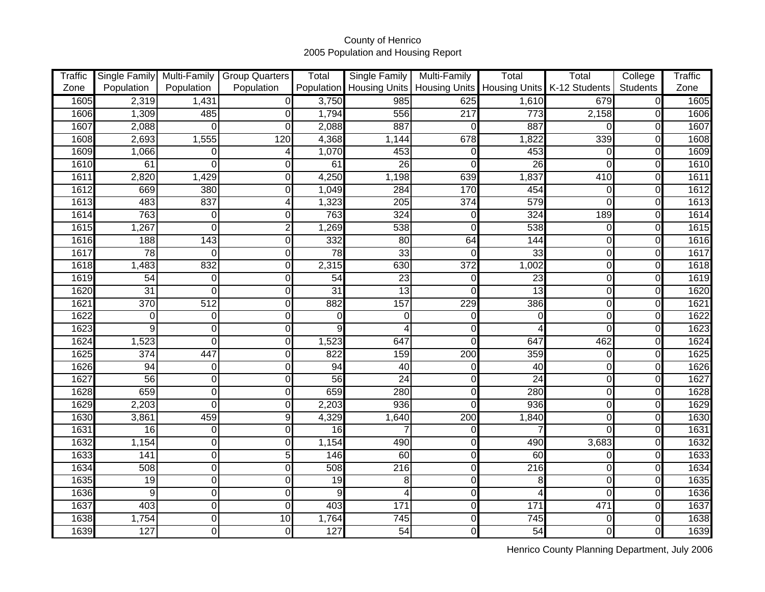County of Henrico
2005 Population and Housing Report

| Traffic Zone | Single Family Population | Multi-Family Population | Group Quarters Population | Total Population | Single Family Housing Units | Multi-Family Housing Units | Total Housing Units | Total K-12 Students | College Students | Traffic Zone |
|---|---|---|---|---|---|---|---|---|---|---|
| 1605 | 2,319 | 1,431 | 0 | 3,750 | 985 | 625 | 1,610 | 679 | 0 | 1605 |
| 1606 | 1,309 | 485 | 0 | 1,794 | 556 | 217 | 773 | 2,158 | 0 | 1606 |
| 1607 | 2,088 | 0 | 0 | 2,088 | 887 | 0 | 887 | 0 | 0 | 1607 |
| 1608 | 2,693 | 1,555 | 120 | 4,368 | 1,144 | 678 | 1,822 | 339 | 0 | 1608 |
| 1609 | 1,066 | 0 | 4 | 1,070 | 453 | 0 | 453 | 0 | 0 | 1609 |
| 1610 | 61 | 0 | 0 | 61 | 26 | 0 | 26 | 0 | 0 | 1610 |
| 1611 | 2,820 | 1,429 | 0 | 4,250 | 1,198 | 639 | 1,837 | 410 | 0 | 1611 |
| 1612 | 669 | 380 | 0 | 1,049 | 284 | 170 | 454 | 0 | 0 | 1612 |
| 1613 | 483 | 837 | 4 | 1,323 | 205 | 374 | 579 | 0 | 0 | 1613 |
| 1614 | 763 | 0 | 0 | 763 | 324 | 0 | 324 | 189 | 0 | 1614 |
| 1615 | 1,267 | 0 | 2 | 1,269 | 538 | 0 | 538 | 0 | 0 | 1615 |
| 1616 | 188 | 143 | 0 | 332 | 80 | 64 | 144 | 0 | 0 | 1616 |
| 1617 | 78 | 0 | 0 | 78 | 33 | 0 | 33 | 0 | 0 | 1617 |
| 1618 | 1,483 | 832 | 0 | 2,315 | 630 | 372 | 1,002 | 0 | 0 | 1618 |
| 1619 | 54 | 0 | 0 | 54 | 23 | 0 | 23 | 0 | 0 | 1619 |
| 1620 | 31 | 0 | 0 | 31 | 13 | 0 | 13 | 0 | 0 | 1620 |
| 1621 | 370 | 512 | 0 | 882 | 157 | 229 | 386 | 0 | 0 | 1621 |
| 1622 | 0 | 0 | 0 | 0 | 0 | 0 | 0 | 0 | 0 | 1622 |
| 1623 | 9 | 0 | 0 | 9 | 4 | 0 | 4 | 0 | 0 | 1623 |
| 1624 | 1,523 | 0 | 0 | 1,523 | 647 | 0 | 647 | 462 | 0 | 1624 |
| 1625 | 374 | 447 | 0 | 822 | 159 | 200 | 359 | 0 | 0 | 1625 |
| 1626 | 94 | 0 | 0 | 94 | 40 | 0 | 40 | 0 | 0 | 1626 |
| 1627 | 56 | 0 | 0 | 56 | 24 | 0 | 24 | 0 | 0 | 1627 |
| 1628 | 659 | 0 | 0 | 659 | 280 | 0 | 280 | 0 | 0 | 1628 |
| 1629 | 2,203 | 0 | 0 | 2,203 | 936 | 0 | 936 | 0 | 0 | 1629 |
| 1630 | 3,861 | 459 | 9 | 4,329 | 1,640 | 200 | 1,840 | 0 | 0 | 1630 |
| 1631 | 16 | 0 | 0 | 16 | 7 | 0 | 7 | 0 | 0 | 1631 |
| 1632 | 1,154 | 0 | 0 | 1,154 | 490 | 0 | 490 | 3,683 | 0 | 1632 |
| 1633 | 141 | 0 | 5 | 146 | 60 | 0 | 60 | 0 | 0 | 1633 |
| 1634 | 508 | 0 | 0 | 508 | 216 | 0 | 216 | 0 | 0 | 1634 |
| 1635 | 19 | 0 | 0 | 19 | 8 | 0 | 8 | 0 | 0 | 1635 |
| 1636 | 9 | 0 | 0 | 9 | 4 | 0 | 4 | 0 | 0 | 1636 |
| 1637 | 403 | 0 | 0 | 403 | 171 | 0 | 171 | 471 | 0 | 1637 |
| 1638 | 1,754 | 0 | 10 | 1,764 | 745 | 0 | 745 | 0 | 0 | 1638 |
| 1639 | 127 | 0 | 0 | 127 | 54 | 0 | 54 | 0 | 0 | 1639 |

Henrico County Planning Department, July 2006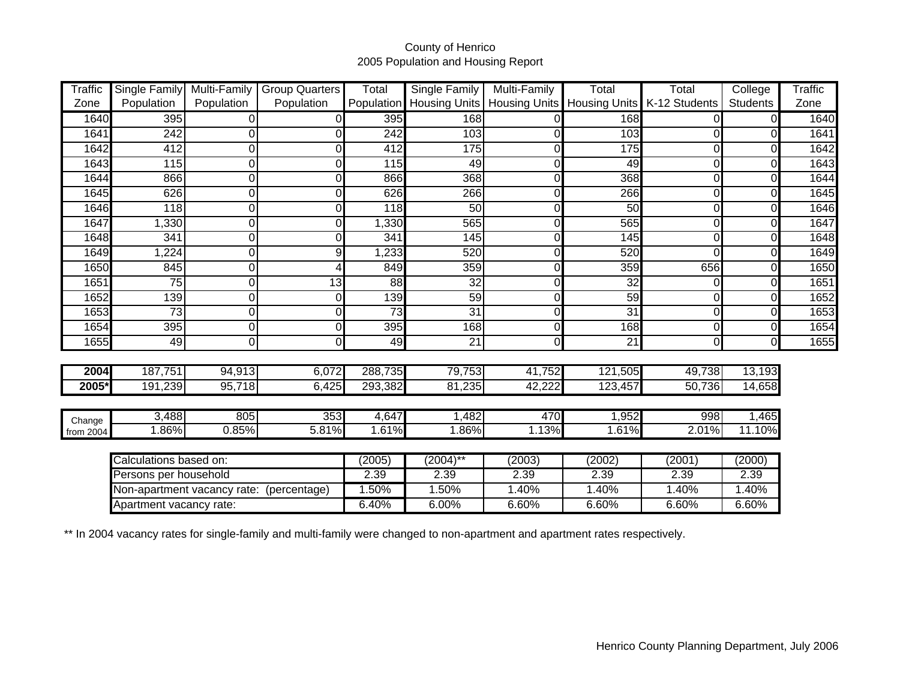County of Henrico
2005 Population and Housing Report

| Traffic Zone | Single Family Population | Multi-Family Population | Group Quarters Population | Total Population | Single Family Housing Units | Multi-Family Housing Units | Total Housing Units | Total K-12 Students | College Students | Traffic Zone |
|---|---|---|---|---|---|---|---|---|---|---|
| 1640 | 395 | 0 | 0 | 395 | 168 | 0 | 168 | 0 | 0 | 1640 |
| 1641 | 242 | 0 | 0 | 242 | 103 | 0 | 103 | 0 | 0 | 1641 |
| 1642 | 412 | 0 | 0 | 412 | 175 | 0 | 175 | 0 | 0 | 1642 |
| 1643 | 115 | 0 | 0 | 115 | 49 | 0 | 49 | 0 | 0 | 1643 |
| 1644 | 866 | 0 | 0 | 866 | 368 | 0 | 368 | 0 | 0 | 1644 |
| 1645 | 626 | 0 | 0 | 626 | 266 | 0 | 266 | 0 | 0 | 1645 |
| 1646 | 118 | 0 | 0 | 118 | 50 | 0 | 50 | 0 | 0 | 1646 |
| 1647 | 1,330 | 0 | 0 | 1,330 | 565 | 0 | 565 | 0 | 0 | 1647 |
| 1648 | 341 | 0 | 0 | 341 | 145 | 0 | 145 | 0 | 0 | 1648 |
| 1649 | 1,224 | 0 | 9 | 1,233 | 520 | 0 | 520 | 0 | 0 | 1649 |
| 1650 | 845 | 0 | 4 | 849 | 359 | 0 | 359 | 656 | 0 | 1650 |
| 1651 | 75 | 0 | 13 | 88 | 32 | 0 | 32 | 0 | 0 | 1651 |
| 1652 | 139 | 0 | 0 | 139 | 59 | 0 | 59 | 0 | 0 | 1652 |
| 1653 | 73 | 0 | 0 | 73 | 31 | 0 | 31 | 0 | 0 | 1653 |
| 1654 | 395 | 0 | 0 | 395 | 168 | 0 | 168 | 0 | 0 | 1654 |
| 1655 | 49 | 0 | 0 | 49 | 21 | 0 | 21 | 0 | 0 | 1655 |

| | Single Family Population | Multi-Family Population | Group Quarters Population | Total Population | Single Family Housing Units | Multi-Family Housing Units | Total Housing Units | Total K-12 Students | College Students |
|---|---|---|---|---|---|---|---|---|---|
| **2004** | 187,751 | 94,913 | 6,072 | 288,735 | 79,753 | 41,752 | 121,505 | 49,738 | 13,193 |
| **2005*** | 191,239 | 95,718 | 6,425 | 293,382 | 81,235 | 42,222 | 123,457 | 50,736 | 14,658 |
| Change from 2004 | 3,488 | 805 | 353 | 4,647 | 1,482 | 470 | 1,952 | 998 | 1,465 |
| | 1.86% | 0.85% | 5.81% | 1.61% | 1.86% | 1.13% | 1.61% | 2.01% | 11.10% |

| Calculations based on: | (2005) | (2004)** | (2003) | (2002) | (2001) | (2000) |
|---|---|---|---|---|---|---|
| Persons per household | 2.39 | 2.39 | 2.39 | 2.39 | 2.39 | 2.39 |
| Non-apartment vacancy rate: (percentage) | 1.50% | 1.50% | 1.40% | 1.40% | 1.40% | 1.40% |
| Apartment vacancy rate: | 6.40% | 6.00% | 6.60% | 6.60% | 6.60% | 6.60% |

** In 2004 vacancy rates for single-family and multi-family were changed to non-apartment and apartment rates respectively.

Henrico County Planning Department, July 2006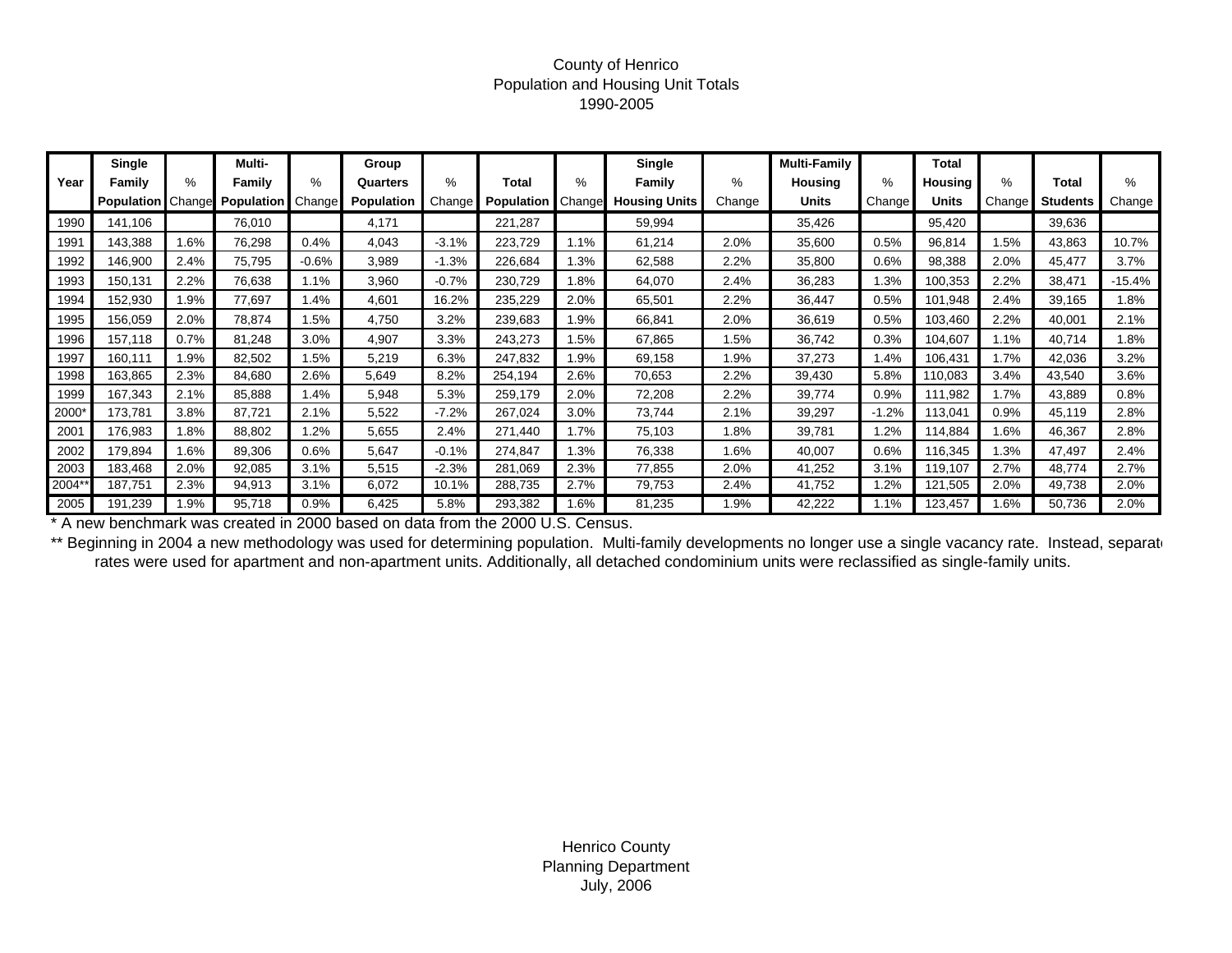# County of Henrico
## Population and Housing Unit Totals
## 1990-2005

| Year | Single Family Population | % Change | Multi-Family Population | % Change | Group Quarters Population | % Change | Total Population | % Change | Single Family Housing Units | % Change | Multi-Family Housing Units | % Change | Total Housing Units | % Change | Total Students | % Change |
|---|---|---|---|---|---|---|---|---|---|---|---|---|---|---|---|---|
| 1990 | 141,106 | | 76,010 | | 4,171 | | 221,287 | | 59,994 | | 35,426 | | 95,420 | | 39,636 | |
| 1991 | 143,388 | 1.6% | 76,298 | 0.4% | 4,043 | -3.1% | 223,729 | 1.1% | 61,214 | 2.0% | 35,600 | 0.5% | 96,814 | 1.5% | 43,863 | 10.7% |
| 1992 | 146,900 | 2.4% | 75,795 | -0.6% | 3,989 | -1.3% | 226,684 | 1.3% | 62,588 | 2.2% | 35,800 | 0.6% | 98,388 | 2.0% | 45,477 | 3.7% |
| 1993 | 150,131 | 2.2% | 76,638 | 1.1% | 3,960 | -0.7% | 230,729 | 1.8% | 64,070 | 2.4% | 36,283 | 1.3% | 100,353 | 2.2% | 38,471 | -15.4% |
| 1994 | 152,930 | 1.9% | 77,697 | 1.4% | 4,601 | 16.2% | 235,229 | 2.0% | 65,501 | 2.2% | 36,447 | 0.5% | 101,948 | 2.4% | 39,165 | 1.8% |
| 1995 | 156,059 | 2.0% | 78,874 | 1.5% | 4,750 | 3.2% | 239,683 | 1.9% | 66,841 | 2.0% | 36,619 | 0.5% | 103,460 | 2.2% | 40,001 | 2.1% |
| 1996 | 157,118 | 0.7% | 81,248 | 3.0% | 4,907 | 3.3% | 243,273 | 1.5% | 67,865 | 1.5% | 36,742 | 0.3% | 104,607 | 1.1% | 40,714 | 1.8% |
| 1997 | 160,111 | 1.9% | 82,502 | 1.5% | 5,219 | 6.3% | 247,832 | 1.9% | 69,158 | 1.9% | 37,273 | 1.4% | 106,431 | 1.7% | 42,036 | 3.2% |
| 1998 | 163,865 | 2.3% | 84,680 | 2.6% | 5,649 | 8.2% | 254,194 | 2.6% | 70,653 | 2.2% | 39,430 | 5.8% | 110,083 | 3.4% | 43,540 | 3.6% |
| 1999 | 167,343 | 2.1% | 85,888 | 1.4% | 5,948 | 5.3% | 259,179 | 2.0% | 72,208 | 2.2% | 39,774 | 0.9% | 111,982 | 1.7% | 43,889 | 0.8% |
| 2000* | 173,781 | 3.8% | 87,721 | 2.1% | 5,522 | -7.2% | 267,024 | 3.0% | 73,744 | 2.1% | 39,297 | -1.2% | 113,041 | 0.9% | 45,119 | 2.8% |
| 2001 | 176,983 | 1.8% | 88,802 | 1.2% | 5,655 | 2.4% | 271,440 | 1.7% | 75,103 | 1.8% | 39,781 | 1.2% | 114,884 | 1.6% | 46,367 | 2.8% |
| 2002 | 179,894 | 1.6% | 89,306 | 0.6% | 5,647 | -0.1% | 274,847 | 1.3% | 76,338 | 1.6% | 40,007 | 0.6% | 116,345 | 1.3% | 47,497 | 2.4% |
| 2003 | 183,468 | 2.0% | 92,085 | 3.1% | 5,515 | -2.3% | 281,069 | 2.3% | 77,855 | 2.0% | 41,252 | 3.1% | 119,107 | 2.7% | 48,774 | 2.7% |
| 2004** | 187,751 | 2.3% | 94,913 | 3.1% | 6,072 | 10.1% | 288,735 | 2.7% | 79,753 | 2.4% | 41,752 | 1.2% | 121,505 | 2.0% | 49,738 | 2.0% |
| 2005 | 191,239 | 1.9% | 95,718 | 0.9% | 6,425 | 5.8% | 293,382 | 1.6% | 81,235 | 1.9% | 42,222 | 1.1% | 123,457 | 1.6% | 50,736 | 2.0% |

* A new benchmark was created in 2000 based on data from the 2000 U.S. Census.

** Beginning in 2004 a new methodology was used for determining population. Multi-family developments no longer use a single vacancy rate. Instead, separate rates were used for apartment and non-apartment units. Additionally, all detached condominium units were reclassified as single-family units.

Henrico County
Planning Department
July, 2006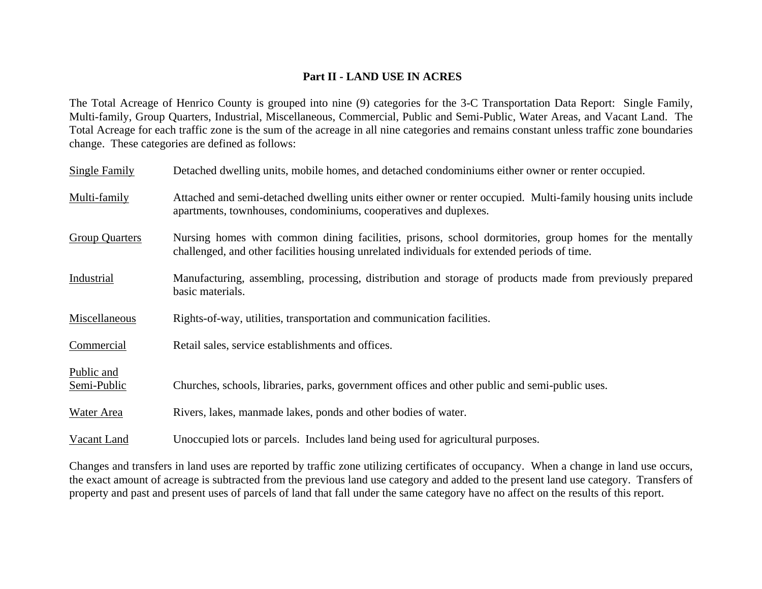## Part II - LAND USE IN ACRES

The Total Acreage of Henrico County is grouped into nine (9) categories for the 3-C Transportation Data Report: Single Family, Multi-family, Group Quarters, Industrial, Miscellaneous, Commercial, Public and Semi-Public, Water Areas, and Vacant Land. The Total Acreage for each traffic zone is the sum of the acreage in all nine categories and remains constant unless traffic zone boundaries change. These categories are defined as follows:

| | |
|---|---|
| Single Family | Detached dwelling units, mobile homes, and detached condominiums either owner or renter occupied. |
| Multi-family | Attached and semi-detached dwelling units either owner or renter occupied. Multi-family housing units include apartments, townhouses, condominiums, cooperatives and duplexes. |
| Group Quarters | Nursing homes with common dining facilities, prisons, school dormitories, group homes for the mentally challenged, and other facilities housing unrelated individuals for extended periods of time. |
| Industrial | Manufacturing, assembling, processing, distribution and storage of products made from previously prepared basic materials. |
| Miscellaneous | Rights-of-way, utilities, transportation and communication facilities. |
| Commercial | Retail sales, service establishments and offices. |
| Public and Semi-Public | Churches, schools, libraries, parks, government offices and other public and semi-public uses. |
| Water Area | Rivers, lakes, manmade lakes, ponds and other bodies of water. |
| Vacant Land | Unoccupied lots or parcels. Includes land being used for agricultural purposes. |

Changes and transfers in land uses are reported by traffic zone utilizing certificates of occupancy. When a change in land use occurs, the exact amount of acreage is subtracted from the previous land use category and added to the present land use category. Transfers of property and past and present uses of parcels of land that fall under the same category have no affect on the results of this report.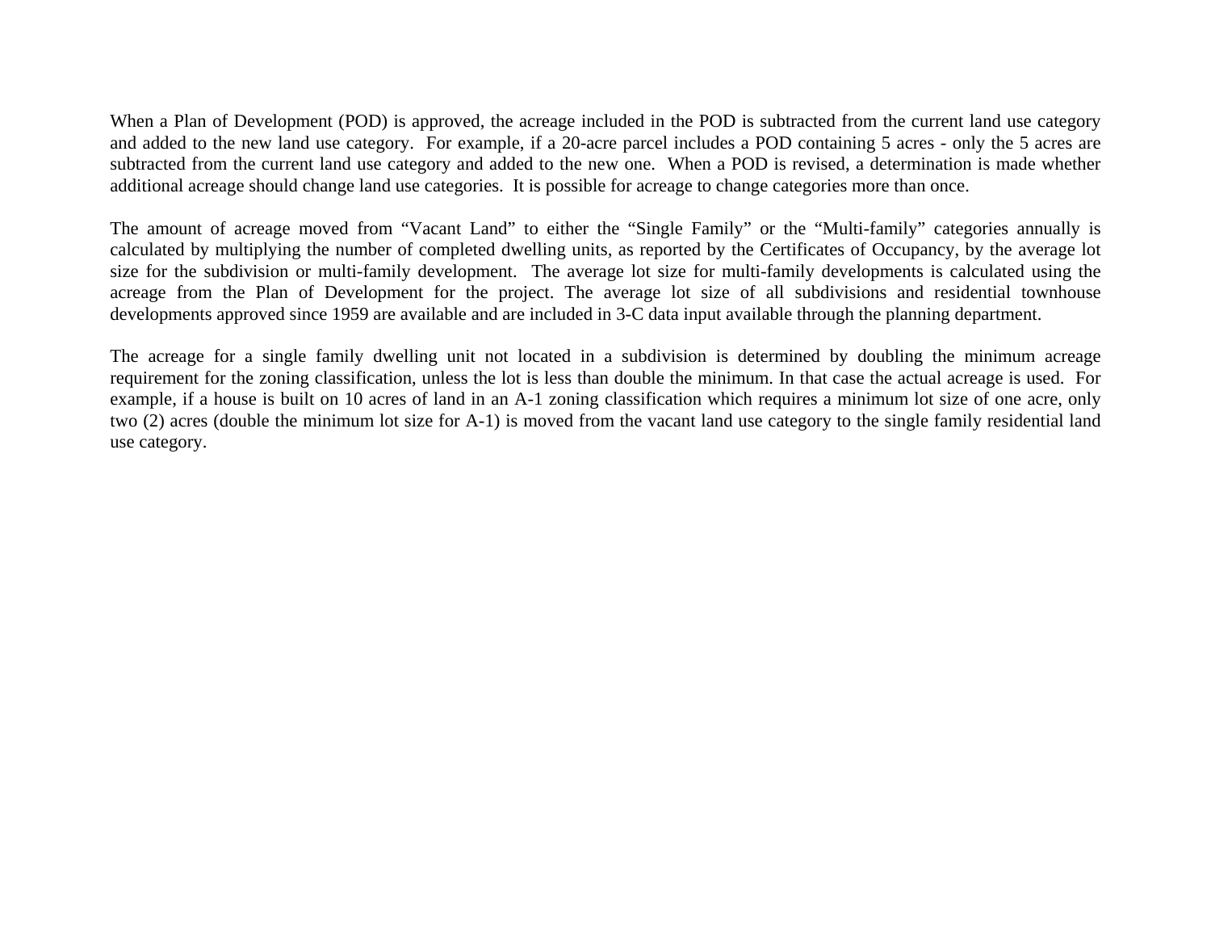When a Plan of Development (POD) is approved, the acreage included in the POD is subtracted from the current land use category and added to the new land use category. For example, if a 20-acre parcel includes a POD containing 5 acres - only the 5 acres are subtracted from the current land use category and added to the new one. When a POD is revised, a determination is made whether additional acreage should change land use categories. It is possible for acreage to change categories more than once.

The amount of acreage moved from "Vacant Land" to either the "Single Family" or the "Multi-family" categories annually is calculated by multiplying the number of completed dwelling units, as reported by the Certificates of Occupancy, by the average lot size for the subdivision or multi-family development. The average lot size for multi-family developments is calculated using the acreage from the Plan of Development for the project. The average lot size of all subdivisions and residential townhouse developments approved since 1959 are available and are included in 3-C data input available through the planning department.

The acreage for a single family dwelling unit not located in a subdivision is determined by doubling the minimum acreage requirement for the zoning classification, unless the lot is less than double the minimum. In that case the actual acreage is used. For example, if a house is built on 10 acres of land in an A-1 zoning classification which requires a minimum lot size of one acre, only two (2) acres (double the minimum lot size for A-1) is moved from the vacant land use category to the single family residential land use category.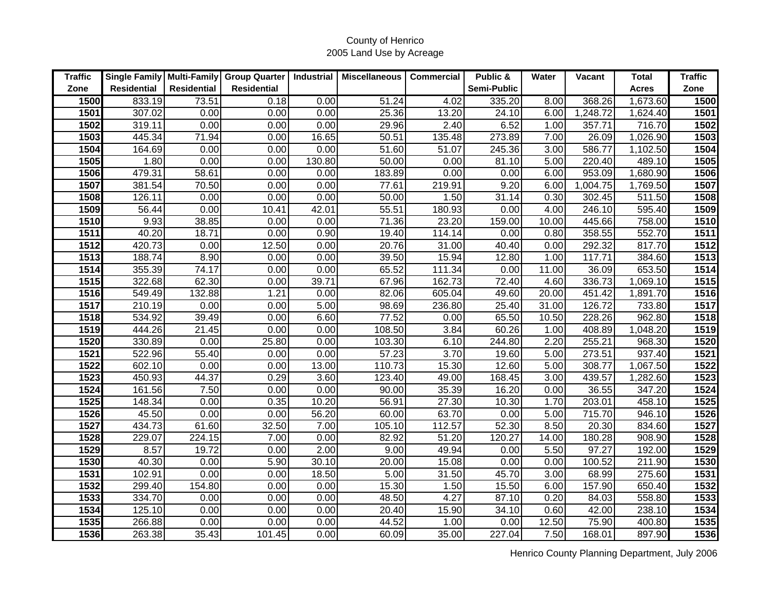County of Henrico
2005 Land Use by Acreage

| Traffic Zone | Single Family Residential | Multi-Family Residential | Group Quarter Residential | Industrial | Miscellaneous | Commercial | Public & Semi-Public | Water | Vacant | Total Acres | Traffic Zone |
|---|---|---|---|---|---|---|---|---|---|---|---|
| **1500** | 833.19 | 73.51 | 0.18 | 0.00 | 51.24 | 4.02 | 335.20 | 8.00 | 368.26 | 1,673.60 | **1500** |
| **1501** | 307.02 | 0.00 | 0.00 | 0.00 | 25.36 | 13.20 | 24.10 | 6.00 | 1,248.72 | 1,624.40 | **1501** |
| **1502** | 319.11 | 0.00 | 0.00 | 0.00 | 29.96 | 2.40 | 6.52 | 1.00 | 357.71 | 716.70 | **1502** |
| **1503** | 445.34 | 71.94 | 0.00 | 16.65 | 50.51 | 135.48 | 273.89 | 7.00 | 26.09 | 1,026.90 | **1503** |
| **1504** | 164.69 | 0.00 | 0.00 | 0.00 | 51.60 | 51.07 | 245.36 | 3.00 | 586.77 | 1,102.50 | **1504** |
| **1505** | 1.80 | 0.00 | 0.00 | 130.80 | 50.00 | 0.00 | 81.10 | 5.00 | 220.40 | 489.10 | **1505** |
| **1506** | 479.31 | 58.61 | 0.00 | 0.00 | 183.89 | 0.00 | 0.00 | 6.00 | 953.09 | 1,680.90 | **1506** |
| **1507** | 381.54 | 70.50 | 0.00 | 0.00 | 77.61 | 219.91 | 9.20 | 6.00 | 1,004.75 | 1,769.50 | **1507** |
| **1508** | 126.11 | 0.00 | 0.00 | 0.00 | 50.00 | 1.50 | 31.14 | 0.30 | 302.45 | 511.50 | **1508** |
| **1509** | 56.44 | 0.00 | 10.41 | 42.01 | 55.51 | 180.93 | 0.00 | 4.00 | 246.10 | 595.40 | **1509** |
| **1510** | 9.93 | 38.85 | 0.00 | 0.00 | 71.36 | 23.20 | 159.00 | 10.00 | 445.66 | 758.00 | **1510** |
| **1511** | 40.20 | 18.71 | 0.00 | 0.90 | 19.40 | 114.14 | 0.00 | 0.80 | 358.55 | 552.70 | **1511** |
| **1512** | 420.73 | 0.00 | 12.50 | 0.00 | 20.76 | 31.00 | 40.40 | 0.00 | 292.32 | 817.70 | **1512** |
| **1513** | 188.74 | 8.90 | 0.00 | 0.00 | 39.50 | 15.94 | 12.80 | 1.00 | 117.71 | 384.60 | **1513** |
| **1514** | 355.39 | 74.17 | 0.00 | 0.00 | 65.52 | 111.34 | 0.00 | 11.00 | 36.09 | 653.50 | **1514** |
| **1515** | 322.68 | 62.30 | 0.00 | 39.71 | 67.96 | 162.73 | 72.40 | 4.60 | 336.73 | 1,069.10 | **1515** |
| **1516** | 549.49 | 132.88 | 1.21 | 0.00 | 82.06 | 605.04 | 49.60 | 20.00 | 451.42 | 1,891.70 | **1516** |
| **1517** | 210.19 | 0.00 | 0.00 | 5.00 | 98.69 | 236.80 | 25.40 | 31.00 | 126.72 | 733.80 | **1517** |
| **1518** | 534.92 | 39.49 | 0.00 | 6.60 | 77.52 | 0.00 | 65.50 | 10.50 | 228.26 | 962.80 | **1518** |
| **1519** | 444.26 | 21.45 | 0.00 | 0.00 | 108.50 | 3.84 | 60.26 | 1.00 | 408.89 | 1,048.20 | **1519** |
| **1520** | 330.89 | 0.00 | 25.80 | 0.00 | 103.30 | 6.10 | 244.80 | 2.20 | 255.21 | 968.30 | **1520** |
| **1521** | 522.96 | 55.40 | 0.00 | 0.00 | 57.23 | 3.70 | 19.60 | 5.00 | 273.51 | 937.40 | **1521** |
| **1522** | 602.10 | 0.00 | 0.00 | 13.00 | 110.73 | 15.30 | 12.60 | 5.00 | 308.77 | 1,067.50 | **1522** |
| **1523** | 450.93 | 44.37 | 0.29 | 3.60 | 123.40 | 49.00 | 168.45 | 3.00 | 439.57 | 1,282.60 | **1523** |
| **1524** | 161.56 | 7.50 | 0.00 | 0.00 | 90.00 | 35.39 | 16.20 | 0.00 | 36.55 | 347.20 | **1524** |
| **1525** | 148.34 | 0.00 | 0.35 | 10.20 | 56.91 | 27.30 | 10.30 | 1.70 | 203.01 | 458.10 | **1525** |
| **1526** | 45.50 | 0.00 | 0.00 | 56.20 | 60.00 | 63.70 | 0.00 | 5.00 | 715.70 | 946.10 | **1526** |
| **1527** | 434.73 | 61.60 | 32.50 | 7.00 | 105.10 | 112.57 | 52.30 | 8.50 | 20.30 | 834.60 | **1527** |
| **1528** | 229.07 | 224.15 | 7.00 | 0.00 | 82.92 | 51.20 | 120.27 | 14.00 | 180.28 | 908.90 | **1528** |
| **1529** | 8.57 | 19.72 | 0.00 | 2.00 | 9.00 | 49.94 | 0.00 | 5.50 | 97.27 | 192.00 | **1529** |
| **1530** | 40.30 | 0.00 | 5.90 | 30.10 | 20.00 | 15.08 | 0.00 | 0.00 | 100.52 | 211.90 | **1530** |
| **1531** | 102.91 | 0.00 | 0.00 | 18.50 | 5.00 | 31.50 | 45.70 | 3.00 | 68.99 | 275.60 | **1531** |
| **1532** | 299.40 | 154.80 | 0.00 | 0.00 | 15.30 | 1.50 | 15.50 | 6.00 | 157.90 | 650.40 | **1532** |
| **1533** | 334.70 | 0.00 | 0.00 | 0.00 | 48.50 | 4.27 | 87.10 | 0.20 | 84.03 | 558.80 | **1533** |
| **1534** | 125.10 | 0.00 | 0.00 | 0.00 | 20.40 | 15.90 | 34.10 | 0.60 | 42.00 | 238.10 | **1534** |
| **1535** | 266.88 | 0.00 | 0.00 | 0.00 | 44.52 | 1.00 | 0.00 | 12.50 | 75.90 | 400.80 | **1535** |
| **1536** | 263.38 | 35.43 | 101.45 | 0.00 | 60.09 | 35.00 | 227.04 | 7.50 | 168.01 | 897.90 | **1536** |

Henrico County Planning Department, July 2006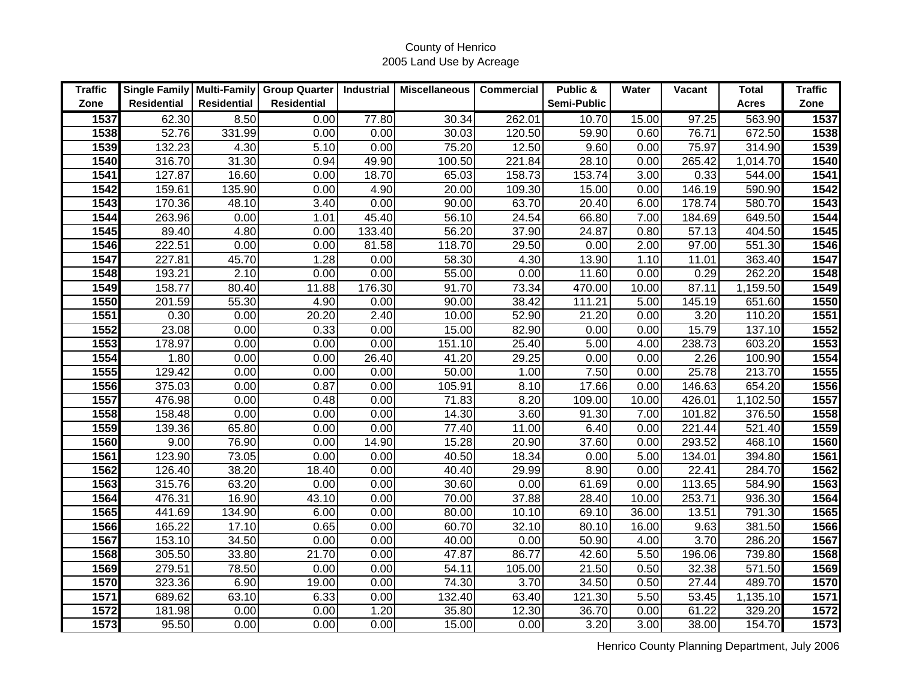# County of Henrico
## 2005 Land Use by Acreage

| Traffic Zone | Single Family Residential | Multi-Family Residential | Group Quarter Residential | Industrial | Miscellaneous | Commercial | Public & Semi-Public | Water | Vacant | Total Acres | Traffic Zone |
|---|---|---|---|---|---|---|---|---|---|---|---|
| 1537 | 62.30 | 8.50 | 0.00 | 77.80 | 30.34 | 262.01 | 10.70 | 15.00 | 97.25 | 563.90 | 1537 |
| 1538 | 52.76 | 331.99 | 0.00 | 0.00 | 30.03 | 120.50 | 59.90 | 0.60 | 76.71 | 672.50 | 1538 |
| 1539 | 132.23 | 4.30 | 5.10 | 0.00 | 75.20 | 12.50 | 9.60 | 0.00 | 75.97 | 314.90 | 1539 |
| 1540 | 316.70 | 31.30 | 0.94 | 49.90 | 100.50 | 221.84 | 28.10 | 0.00 | 265.42 | 1,014.70 | 1540 |
| 1541 | 127.87 | 16.60 | 0.00 | 18.70 | 65.03 | 158.73 | 153.74 | 3.00 | 0.33 | 544.00 | 1541 |
| 1542 | 159.61 | 135.90 | 0.00 | 4.90 | 20.00 | 109.30 | 15.00 | 0.00 | 146.19 | 590.90 | 1542 |
| 1543 | 170.36 | 48.10 | 3.40 | 0.00 | 90.00 | 63.70 | 20.40 | 6.00 | 178.74 | 580.70 | 1543 |
| 1544 | 263.96 | 0.00 | 1.01 | 45.40 | 56.10 | 24.54 | 66.80 | 7.00 | 184.69 | 649.50 | 1544 |
| 1545 | 89.40 | 4.80 | 0.00 | 133.40 | 56.20 | 37.90 | 24.87 | 0.80 | 57.13 | 404.50 | 1545 |
| 1546 | 222.51 | 0.00 | 0.00 | 81.58 | 118.70 | 29.50 | 0.00 | 2.00 | 97.00 | 551.30 | 1546 |
| 1547 | 227.81 | 45.70 | 1.28 | 0.00 | 58.30 | 4.30 | 13.90 | 1.10 | 11.01 | 363.40 | 1547 |
| 1548 | 193.21 | 2.10 | 0.00 | 0.00 | 55.00 | 0.00 | 11.60 | 0.00 | 0.29 | 262.20 | 1548 |
| 1549 | 158.77 | 80.40 | 11.88 | 176.30 | 91.70 | 73.34 | 470.00 | 10.00 | 87.11 | 1,159.50 | 1549 |
| 1550 | 201.59 | 55.30 | 4.90 | 0.00 | 90.00 | 38.42 | 111.21 | 5.00 | 145.19 | 651.60 | 1550 |
| 1551 | 0.30 | 0.00 | 20.20 | 2.40 | 10.00 | 52.90 | 21.20 | 0.00 | 3.20 | 110.20 | 1551 |
| 1552 | 23.08 | 0.00 | 0.33 | 0.00 | 15.00 | 82.90 | 0.00 | 0.00 | 15.79 | 137.10 | 1552 |
| 1553 | 178.97 | 0.00 | 0.00 | 0.00 | 151.10 | 25.40 | 5.00 | 4.00 | 238.73 | 603.20 | 1553 |
| 1554 | 1.80 | 0.00 | 0.00 | 26.40 | 41.20 | 29.25 | 0.00 | 0.00 | 2.26 | 100.90 | 1554 |
| 1555 | 129.42 | 0.00 | 0.00 | 0.00 | 50.00 | 1.00 | 7.50 | 0.00 | 25.78 | 213.70 | 1555 |
| 1556 | 375.03 | 0.00 | 0.87 | 0.00 | 105.91 | 8.10 | 17.66 | 0.00 | 146.63 | 654.20 | 1556 |
| 1557 | 476.98 | 0.00 | 0.48 | 0.00 | 71.83 | 8.20 | 109.00 | 10.00 | 426.01 | 1,102.50 | 1557 |
| 1558 | 158.48 | 0.00 | 0.00 | 0.00 | 14.30 | 3.60 | 91.30 | 7.00 | 101.82 | 376.50 | 1558 |
| 1559 | 139.36 | 65.80 | 0.00 | 0.00 | 77.40 | 11.00 | 6.40 | 0.00 | 221.44 | 521.40 | 1559 |
| 1560 | 9.00 | 76.90 | 0.00 | 14.90 | 15.28 | 20.90 | 37.60 | 0.00 | 293.52 | 468.10 | 1560 |
| 1561 | 123.90 | 73.05 | 0.00 | 0.00 | 40.50 | 18.34 | 0.00 | 5.00 | 134.01 | 394.80 | 1561 |
| 1562 | 126.40 | 38.20 | 18.40 | 0.00 | 40.40 | 29.99 | 8.90 | 0.00 | 22.41 | 284.70 | 1562 |
| 1563 | 315.76 | 63.20 | 0.00 | 0.00 | 30.60 | 0.00 | 61.69 | 0.00 | 113.65 | 584.90 | 1563 |
| 1564 | 476.31 | 16.90 | 43.10 | 0.00 | 70.00 | 37.88 | 28.40 | 10.00 | 253.71 | 936.30 | 1564 |
| 1565 | 441.69 | 134.90 | 6.00 | 0.00 | 80.00 | 10.10 | 69.10 | 36.00 | 13.51 | 791.30 | 1565 |
| 1566 | 165.22 | 17.10 | 0.65 | 0.00 | 60.70 | 32.10 | 80.10 | 16.00 | 9.63 | 381.50 | 1566 |
| 1567 | 153.10 | 34.50 | 0.00 | 0.00 | 40.00 | 0.00 | 50.90 | 4.00 | 3.70 | 286.20 | 1567 |
| 1568 | 305.50 | 33.80 | 21.70 | 0.00 | 47.87 | 86.77 | 42.60 | 5.50 | 196.06 | 739.80 | 1568 |
| 1569 | 279.51 | 78.50 | 0.00 | 0.00 | 54.11 | 105.00 | 21.50 | 0.50 | 32.38 | 571.50 | 1569 |
| 1570 | 323.36 | 6.90 | 19.00 | 0.00 | 74.30 | 3.70 | 34.50 | 0.50 | 27.44 | 489.70 | 1570 |
| 1571 | 689.62 | 63.10 | 6.33 | 0.00 | 132.40 | 63.40 | 121.30 | 5.50 | 53.45 | 1,135.10 | 1571 |
| 1572 | 181.98 | 0.00 | 0.00 | 1.20 | 35.80 | 12.30 | 36.70 | 0.00 | 61.22 | 329.20 | 1572 |
| 1573 | 95.50 | 0.00 | 0.00 | 0.00 | 15.00 | 0.00 | 3.20 | 3.00 | 38.00 | 154.70 | 1573 |

Henrico County Planning Department, July 2006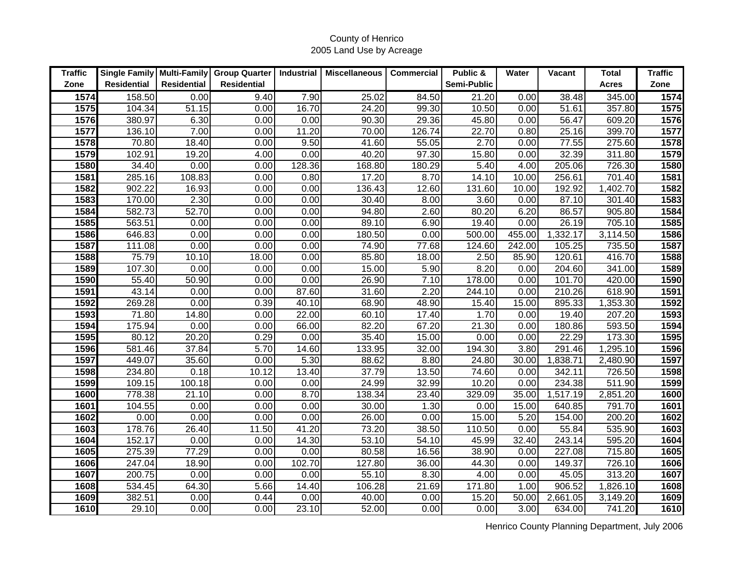County of Henrico
2005 Land Use by Acreage

| Traffic Zone | Single Family Residential | Multi-Family Residential | Group Quarter Residential | Industrial | Miscellaneous | Commercial | Public & Semi-Public | Water | Vacant | Total Acres | Traffic Zone |
|---|---|---|---|---|---|---|---|---|---|---|---|
| 1574 | 158.50 | 0.00 | 9.40 | 7.90 | 25.02 | 84.50 | 21.20 | 0.00 | 38.48 | 345.00 | 1574 |
| 1575 | 104.34 | 51.15 | 0.00 | 16.70 | 24.20 | 99.30 | 10.50 | 0.00 | 51.61 | 357.80 | 1575 |
| 1576 | 380.97 | 6.30 | 0.00 | 0.00 | 90.30 | 29.36 | 45.80 | 0.00 | 56.47 | 609.20 | 1576 |
| 1577 | 136.10 | 7.00 | 0.00 | 11.20 | 70.00 | 126.74 | 22.70 | 0.80 | 25.16 | 399.70 | 1577 |
| 1578 | 70.80 | 18.40 | 0.00 | 9.50 | 41.60 | 55.05 | 2.70 | 0.00 | 77.55 | 275.60 | 1578 |
| 1579 | 102.91 | 19.20 | 4.00 | 0.00 | 40.20 | 97.30 | 15.80 | 0.00 | 32.39 | 311.80 | 1579 |
| 1580 | 34.40 | 0.00 | 0.00 | 128.36 | 168.80 | 180.29 | 5.40 | 4.00 | 205.06 | 726.30 | 1580 |
| 1581 | 285.16 | 108.83 | 0.00 | 0.80 | 17.20 | 8.70 | 14.10 | 10.00 | 256.61 | 701.40 | 1581 |
| 1582 | 902.22 | 16.93 | 0.00 | 0.00 | 136.43 | 12.60 | 131.60 | 10.00 | 192.92 | 1,402.70 | 1582 |
| 1583 | 170.00 | 2.30 | 0.00 | 0.00 | 30.40 | 8.00 | 3.60 | 0.00 | 87.10 | 301.40 | 1583 |
| 1584 | 582.73 | 52.70 | 0.00 | 0.00 | 94.80 | 2.60 | 80.20 | 6.20 | 86.57 | 905.80 | 1584 |
| 1585 | 563.51 | 0.00 | 0.00 | 0.00 | 89.10 | 6.90 | 19.40 | 0.00 | 26.19 | 705.10 | 1585 |
| 1586 | 646.83 | 0.00 | 0.00 | 0.00 | 180.50 | 0.00 | 500.00 | 455.00 | 1,332.17 | 3,114.50 | 1586 |
| 1587 | 111.08 | 0.00 | 0.00 | 0.00 | 74.90 | 77.68 | 124.60 | 242.00 | 105.25 | 735.50 | 1587 |
| 1588 | 75.79 | 10.10 | 18.00 | 0.00 | 85.80 | 18.00 | 2.50 | 85.90 | 120.61 | 416.70 | 1588 |
| 1589 | 107.30 | 0.00 | 0.00 | 0.00 | 15.00 | 5.90 | 8.20 | 0.00 | 204.60 | 341.00 | 1589 |
| 1590 | 55.40 | 50.90 | 0.00 | 0.00 | 26.90 | 7.10 | 178.00 | 0.00 | 101.70 | 420.00 | 1590 |
| 1591 | 43.14 | 0.00 | 0.00 | 87.60 | 31.60 | 2.20 | 244.10 | 0.00 | 210.26 | 618.90 | 1591 |
| 1592 | 269.28 | 0.00 | 0.39 | 40.10 | 68.90 | 48.90 | 15.40 | 15.00 | 895.33 | 1,353.30 | 1592 |
| 1593 | 71.80 | 14.80 | 0.00 | 22.00 | 60.10 | 17.40 | 1.70 | 0.00 | 19.40 | 207.20 | 1593 |
| 1594 | 175.94 | 0.00 | 0.00 | 66.00 | 82.20 | 67.20 | 21.30 | 0.00 | 180.86 | 593.50 | 1594 |
| 1595 | 80.12 | 20.20 | 0.29 | 0.00 | 35.40 | 15.00 | 0.00 | 0.00 | 22.29 | 173.30 | 1595 |
| 1596 | 581.46 | 37.84 | 5.70 | 14.60 | 133.95 | 32.00 | 194.30 | 3.80 | 291.46 | 1,295.10 | 1596 |
| 1597 | 449.07 | 35.60 | 0.00 | 5.30 | 88.62 | 8.80 | 24.80 | 30.00 | 1,838.71 | 2,480.90 | 1597 |
| 1598 | 234.80 | 0.18 | 10.12 | 13.40 | 37.79 | 13.50 | 74.60 | 0.00 | 342.11 | 726.50 | 1598 |
| 1599 | 109.15 | 100.18 | 0.00 | 0.00 | 24.99 | 32.99 | 10.20 | 0.00 | 234.38 | 511.90 | 1599 |
| 1600 | 778.38 | 21.10 | 0.00 | 8.70 | 138.34 | 23.40 | 329.09 | 35.00 | 1,517.19 | 2,851.20 | 1600 |
| 1601 | 104.55 | 0.00 | 0.00 | 0.00 | 30.00 | 1.30 | 0.00 | 15.00 | 640.85 | 791.70 | 1601 |
| 1602 | 0.00 | 0.00 | 0.00 | 0.00 | 26.00 | 0.00 | 15.00 | 5.20 | 154.00 | 200.20 | 1602 |
| 1603 | 178.76 | 26.40 | 11.50 | 41.20 | 73.20 | 38.50 | 110.50 | 0.00 | 55.84 | 535.90 | 1603 |
| 1604 | 152.17 | 0.00 | 0.00 | 14.30 | 53.10 | 54.10 | 45.99 | 32.40 | 243.14 | 595.20 | 1604 |
| 1605 | 275.39 | 77.29 | 0.00 | 0.00 | 80.58 | 16.56 | 38.90 | 0.00 | 227.08 | 715.80 | 1605 |
| 1606 | 247.04 | 18.90 | 0.00 | 102.70 | 127.80 | 36.00 | 44.30 | 0.00 | 149.37 | 726.10 | 1606 |
| 1607 | 200.75 | 0.00 | 0.00 | 0.00 | 55.10 | 8.30 | 4.00 | 0.00 | 45.05 | 313.20 | 1607 |
| 1608 | 534.45 | 64.30 | 5.66 | 14.40 | 106.28 | 21.69 | 171.80 | 1.00 | 906.52 | 1,826.10 | 1608 |
| 1609 | 382.51 | 0.00 | 0.44 | 0.00 | 40.00 | 0.00 | 15.20 | 50.00 | 2,661.05 | 3,149.20 | 1609 |
| 1610 | 29.10 | 0.00 | 0.00 | 23.10 | 52.00 | 0.00 | 0.00 | 3.00 | 634.00 | 741.20 | 1610 |

Henrico County Planning Department, July 2006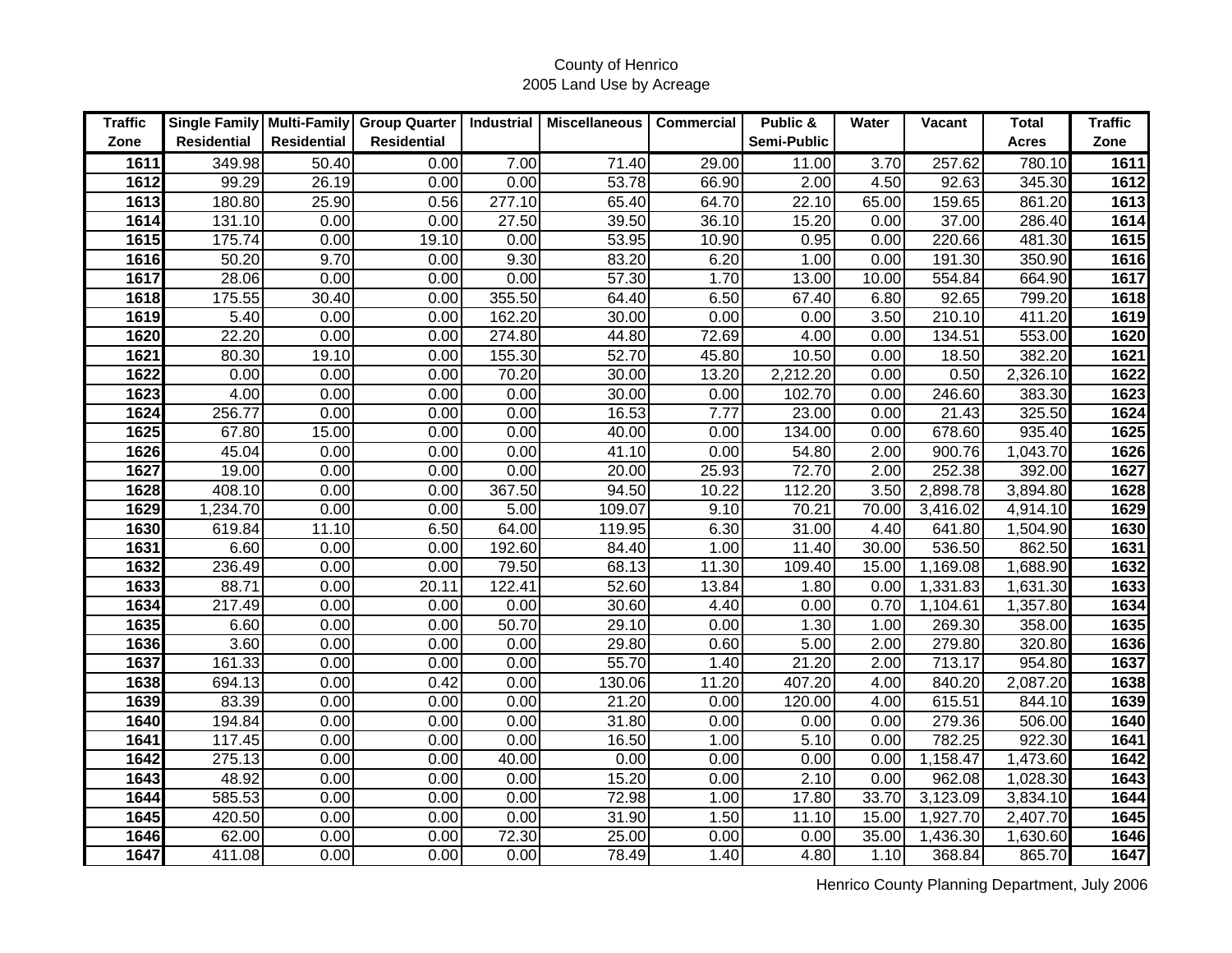County of Henrico
2005 Land Use by Acreage

| Traffic Zone | Single Family Residential | Multi-Family Residential | Group Quarter Residential | Industrial | Miscellaneous | Commercial | Public & Semi-Public | Water | Vacant | Total Acres | Traffic Zone |
|---|---|---|---|---|---|---|---|---|---|---|---|
| **1611** | 349.98 | 50.40 | 0.00 | 7.00 | 71.40 | 29.00 | 11.00 | 3.70 | 257.62 | 780.10 | **1611** |
| **1612** | 99.29 | 26.19 | 0.00 | 0.00 | 53.78 | 66.90 | 2.00 | 4.50 | 92.63 | 345.30 | **1612** |
| **1613** | 180.80 | 25.90 | 0.56 | 277.10 | 65.40 | 64.70 | 22.10 | 65.00 | 159.65 | 861.20 | **1613** |
| **1614** | 131.10 | 0.00 | 0.00 | 27.50 | 39.50 | 36.10 | 15.20 | 0.00 | 37.00 | 286.40 | **1614** |
| **1615** | 175.74 | 0.00 | 19.10 | 0.00 | 53.95 | 10.90 | 0.95 | 0.00 | 220.66 | 481.30 | **1615** |
| **1616** | 50.20 | 9.70 | 0.00 | 9.30 | 83.20 | 6.20 | 1.00 | 0.00 | 191.30 | 350.90 | **1616** |
| **1617** | 28.06 | 0.00 | 0.00 | 0.00 | 57.30 | 1.70 | 13.00 | 10.00 | 554.84 | 664.90 | **1617** |
| **1618** | 175.55 | 30.40 | 0.00 | 355.50 | 64.40 | 6.50 | 67.40 | 6.80 | 92.65 | 799.20 | **1618** |
| **1619** | 5.40 | 0.00 | 0.00 | 162.20 | 30.00 | 0.00 | 0.00 | 3.50 | 210.10 | 411.20 | **1619** |
| **1620** | 22.20 | 0.00 | 0.00 | 274.80 | 44.80 | 72.69 | 4.00 | 0.00 | 134.51 | 553.00 | **1620** |
| **1621** | 80.30 | 19.10 | 0.00 | 155.30 | 52.70 | 45.80 | 10.50 | 0.00 | 18.50 | 382.20 | **1621** |
| **1622** | 0.00 | 0.00 | 0.00 | 70.20 | 30.00 | 13.20 | 2,212.20 | 0.00 | 0.50 | 2,326.10 | **1622** |
| **1623** | 4.00 | 0.00 | 0.00 | 0.00 | 30.00 | 0.00 | 102.70 | 0.00 | 246.60 | 383.30 | **1623** |
| **1624** | 256.77 | 0.00 | 0.00 | 0.00 | 16.53 | 7.77 | 23.00 | 0.00 | 21.43 | 325.50 | **1624** |
| **1625** | 67.80 | 15.00 | 0.00 | 0.00 | 40.00 | 0.00 | 134.00 | 0.00 | 678.60 | 935.40 | **1625** |
| **1626** | 45.04 | 0.00 | 0.00 | 0.00 | 41.10 | 0.00 | 54.80 | 2.00 | 900.76 | 1,043.70 | **1626** |
| **1627** | 19.00 | 0.00 | 0.00 | 0.00 | 20.00 | 25.93 | 72.70 | 2.00 | 252.38 | 392.00 | **1627** |
| **1628** | 408.10 | 0.00 | 0.00 | 367.50 | 94.50 | 10.22 | 112.20 | 3.50 | 2,898.78 | 3,894.80 | **1628** |
| **1629** | 1,234.70 | 0.00 | 0.00 | 5.00 | 109.07 | 9.10 | 70.21 | 70.00 | 3,416.02 | 4,914.10 | **1629** |
| **1630** | 619.84 | 11.10 | 6.50 | 64.00 | 119.95 | 6.30 | 31.00 | 4.40 | 641.80 | 1,504.90 | **1630** |
| **1631** | 6.60 | 0.00 | 0.00 | 192.60 | 84.40 | 1.00 | 11.40 | 30.00 | 536.50 | 862.50 | **1631** |
| **1632** | 236.49 | 0.00 | 0.00 | 79.50 | 68.13 | 11.30 | 109.40 | 15.00 | 1,169.08 | 1,688.90 | **1632** |
| **1633** | 88.71 | 0.00 | 20.11 | 122.41 | 52.60 | 13.84 | 1.80 | 0.00 | 1,331.83 | 1,631.30 | **1633** |
| **1634** | 217.49 | 0.00 | 0.00 | 0.00 | 30.60 | 4.40 | 0.00 | 0.70 | 1,104.61 | 1,357.80 | **1634** |
| **1635** | 6.60 | 0.00 | 0.00 | 50.70 | 29.10 | 0.00 | 1.30 | 1.00 | 269.30 | 358.00 | **1635** |
| **1636** | 3.60 | 0.00 | 0.00 | 0.00 | 29.80 | 0.60 | 5.00 | 2.00 | 279.80 | 320.80 | **1636** |
| **1637** | 161.33 | 0.00 | 0.00 | 0.00 | 55.70 | 1.40 | 21.20 | 2.00 | 713.17 | 954.80 | **1637** |
| **1638** | 694.13 | 0.00 | 0.42 | 0.00 | 130.06 | 11.20 | 407.20 | 4.00 | 840.20 | 2,087.20 | **1638** |
| **1639** | 83.39 | 0.00 | 0.00 | 0.00 | 21.20 | 0.00 | 120.00 | 4.00 | 615.51 | 844.10 | **1639** |
| **1640** | 194.84 | 0.00 | 0.00 | 0.00 | 31.80 | 0.00 | 0.00 | 0.00 | 279.36 | 506.00 | **1640** |
| **1641** | 117.45 | 0.00 | 0.00 | 0.00 | 16.50 | 1.00 | 5.10 | 0.00 | 782.25 | 922.30 | **1641** |
| **1642** | 275.13 | 0.00 | 0.00 | 40.00 | 0.00 | 0.00 | 0.00 | 0.00 | 1,158.47 | 1,473.60 | **1642** |
| **1643** | 48.92 | 0.00 | 0.00 | 0.00 | 15.20 | 0.00 | 2.10 | 0.00 | 962.08 | 1,028.30 | **1643** |
| **1644** | 585.53 | 0.00 | 0.00 | 0.00 | 72.98 | 1.00 | 17.80 | 33.70 | 3,123.09 | 3,834.10 | **1644** |
| **1645** | 420.50 | 0.00 | 0.00 | 0.00 | 31.90 | 1.50 | 11.10 | 15.00 | 1,927.70 | 2,407.70 | **1645** |
| **1646** | 62.00 | 0.00 | 0.00 | 72.30 | 25.00 | 0.00 | 0.00 | 35.00 | 1,436.30 | 1,630.60 | **1646** |
| **1647** | 411.08 | 0.00 | 0.00 | 0.00 | 78.49 | 1.40 | 4.80 | 1.10 | 368.84 | 865.70 | **1647** |

Henrico County Planning Department, July 2006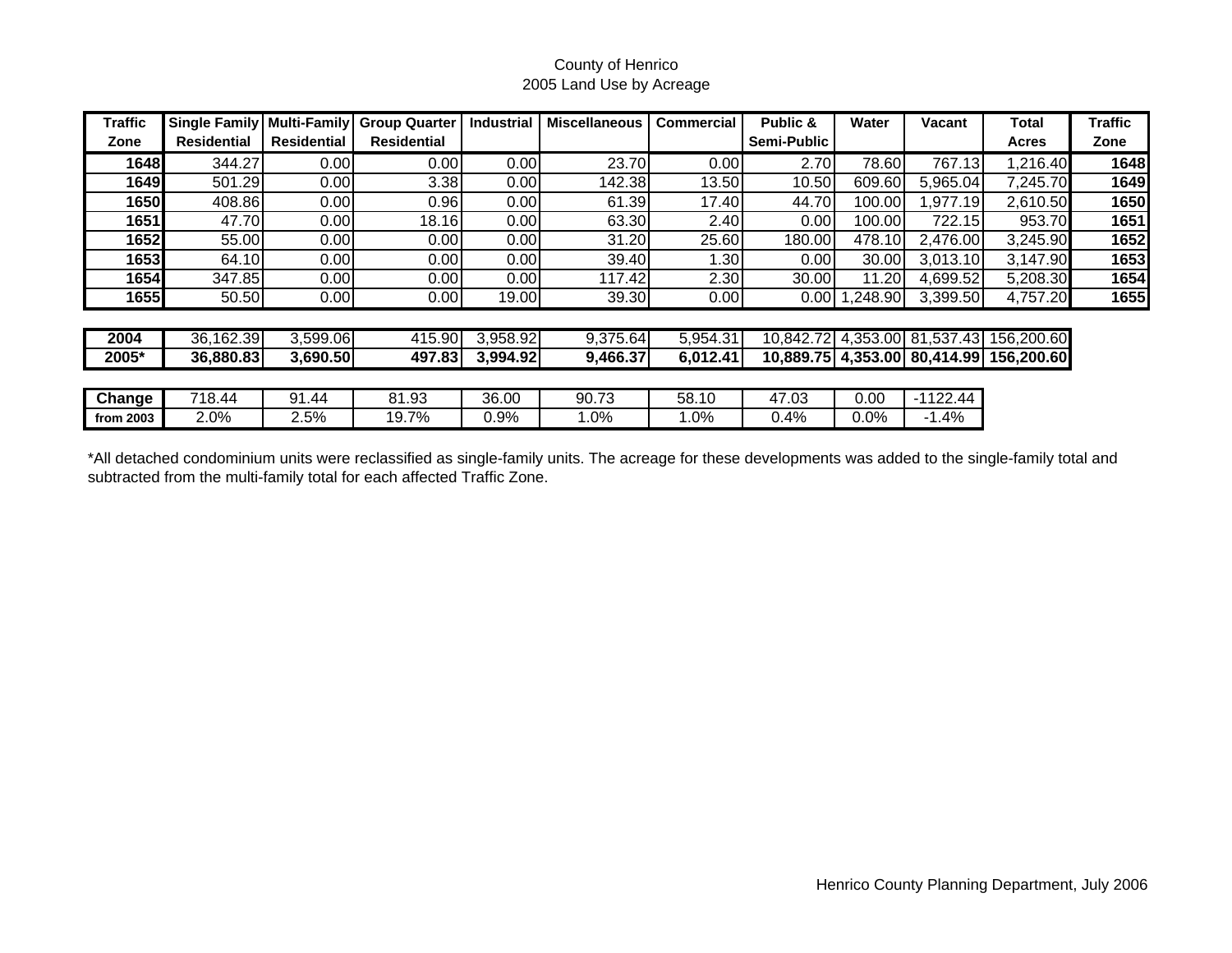County of Henrico
2005 Land Use by Acreage

| Traffic Zone | Single Family Residential | Multi-Family Residential | Group Quarter Residential | Industrial | Miscellaneous | Commercial | Public & Semi-Public | Water | Vacant | Total Acres | Traffic Zone |
|---|---|---|---|---|---|---|---|---|---|---|---|
| **1648** | 344.27 | 0.00 | 0.00 | 0.00 | 23.70 | 0.00 | 2.70 | 78.60 | 767.13 | 1,216.40 | **1648** |
| **1649** | 501.29 | 0.00 | 3.38 | 0.00 | 142.38 | 13.50 | 10.50 | 609.60 | 5,965.04 | 7,245.70 | **1649** |
| **1650** | 408.86 | 0.00 | 0.96 | 0.00 | 61.39 | 17.40 | 44.70 | 100.00 | 1,977.19 | 2,610.50 | **1650** |
| **1651** | 47.70 | 0.00 | 18.16 | 0.00 | 63.30 | 2.40 | 0.00 | 100.00 | 722.15 | 953.70 | **1651** |
| **1652** | 55.00 | 0.00 | 0.00 | 0.00 | 31.20 | 25.60 | 180.00 | 478.10 | 2,476.00 | 3,245.90 | **1652** |
| **1653** | 64.10 | 0.00 | 0.00 | 0.00 | 39.40 | 1.30 | 0.00 | 30.00 | 3,013.10 | 3,147.90 | **1653** |
| **1654** | 347.85 | 0.00 | 0.00 | 0.00 | 117.42 | 2.30 | 30.00 | 11.20 | 4,699.52 | 5,208.30 | **1654** |
| **1655** | 50.50 | 0.00 | 0.00 | 19.00 | 39.30 | 0.00 | 0.00 | 1,248.90 | 3,399.50 | 4,757.20 | **1655** |
| **2004** | 36,162.39 | 3,599.06 | 415.90 | 3,958.92 | 9,375.64 | 5,954.31 | 10,842.72 | 4,353.00 | 81,537.43 | 156,200.60 | |
| **2005*** | **36,880.83** | **3,690.50** | **497.83** | **3,994.92** | **9,466.37** | **6,012.41** | **10,889.75** | **4,353.00** | **80,414.99** | **156,200.60** | |
| **Change** | 718.44 | 91.44 | 81.93 | 36.00 | 90.73 | 58.10 | 47.03 | 0.00 | -1122.44 | | |
| **from 2003** | 2.0% | 2.5% | 19.7% | 0.9% | 1.0% | 1.0% | 0.4% | 0.0% | -1.4% | | |

*All detached condominium units were reclassified as single-family units. The acreage for these developments was added to the single-family total and subtracted from the multi-family total for each affected Traffic Zone.

Henrico County Planning Department, July 2006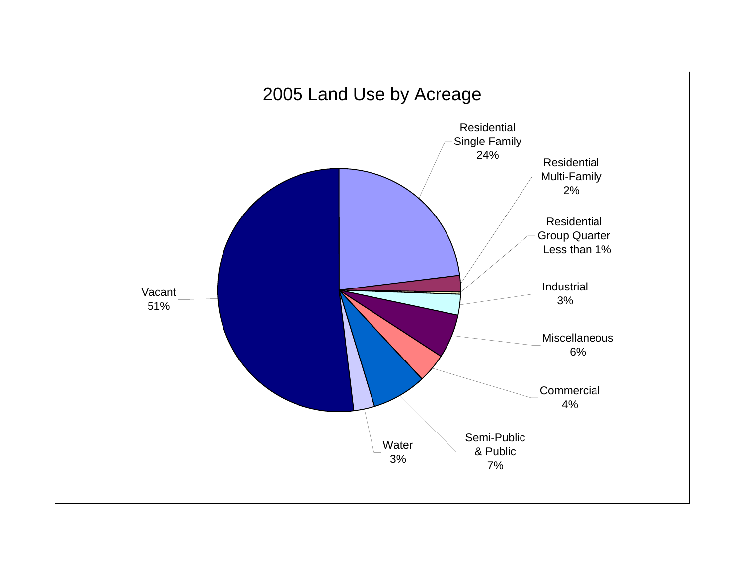2005 Land Use by Acreage

Residential Single Family 24%

Residential Multi-Family 2%

Residential Group Quarter Less than 1%

Industrial 3%

Miscellaneous 6%

Commercial 4%

Semi-Public & Public 7%

Water 3%

Vacant 51%